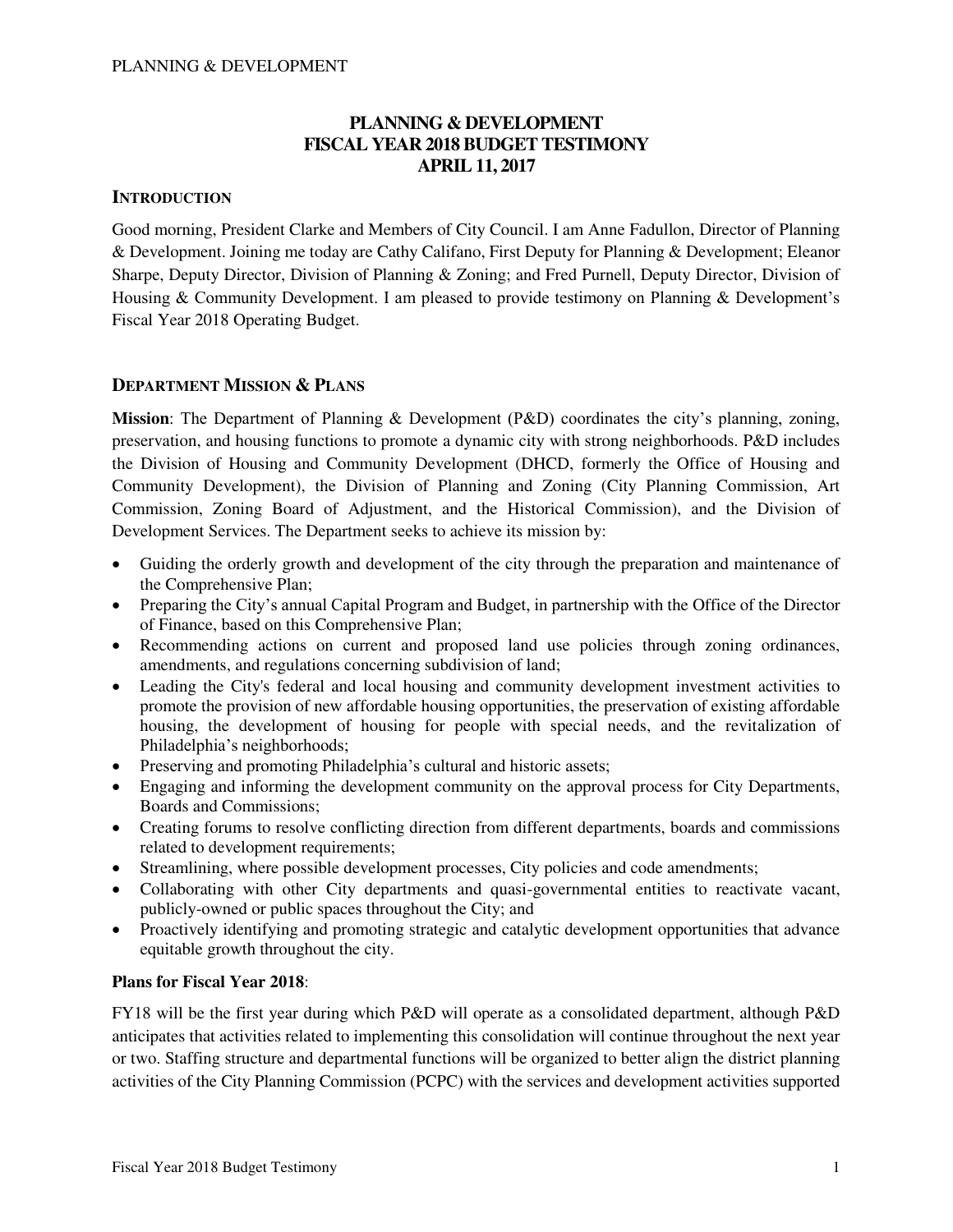# PLANNING & DEVELOPMENT FISCAL YEAR 2018 BUDGET TESTIMONY APRIL 11, 2017

## INTRODUCTION

Good morning, President Clarke and Members of City Council. I am Anne Fadullon, Director of Planning & Development. Joining me today are Cathy Califano, First Deputy for Planning & Development; Eleanor Sharpe, Deputy Director, Division of Planning & Zoning; and Fred Purnell, Deputy Director, Division of Housing & Community Development. I am pleased to provide testimony on Planning & Development's Fiscal Year 2018 Operating Budget.

## DEPARTMENT MISSION & PLANS

**Mission**: The Department of Planning & Development (P&D) coordinates the city's planning, zoning, preservation, and housing functions to promote a dynamic city with strong neighborhoods. P&D includes the Division of Housing and Community Development (DHCD, formerly the Office of Housing and Community Development), the Division of Planning and Zoning (City Planning Commission, Art Commission, Zoning Board of Adjustment, and the Historical Commission), and the Division of Development Services. The Department seeks to achieve its mission by:

- Guiding the orderly growth and development of the city through the preparation and maintenance of the Comprehensive Plan;
- Preparing the City's annual Capital Program and Budget, in partnership with the Office of the Director of Finance, based on this Comprehensive Plan;
- Recommending actions on current and proposed land use policies through zoning ordinances, amendments, and regulations concerning subdivision of land;
- Leading the City's federal and local housing and community development investment activities to promote the provision of new affordable housing opportunities, the preservation of existing affordable housing, the development of housing for people with special needs, and the revitalization of Philadelphia's neighborhoods;
- Preserving and promoting Philadelphia's cultural and historic assets;
- Engaging and informing the development community on the approval process for City Departments, Boards and Commissions;
- Creating forums to resolve conflicting direction from different departments, boards and commissions related to development requirements;
- Streamlining, where possible development processes, City policies and code amendments;
- Collaborating with other City departments and quasi-governmental entities to reactivate vacant, publicly-owned or public spaces throughout the City; and
- Proactively identifying and promoting strategic and catalytic development opportunities that advance equitable growth throughout the city.

**Plans for Fiscal Year 2018**:

FY18 will be the first year during which P&D will operate as a consolidated department, although P&D anticipates that activities related to implementing this consolidation will continue throughout the next year or two. Staffing structure and departmental functions will be organized to better align the district planning activities of the City Planning Commission (PCPC) with the services and development activities supported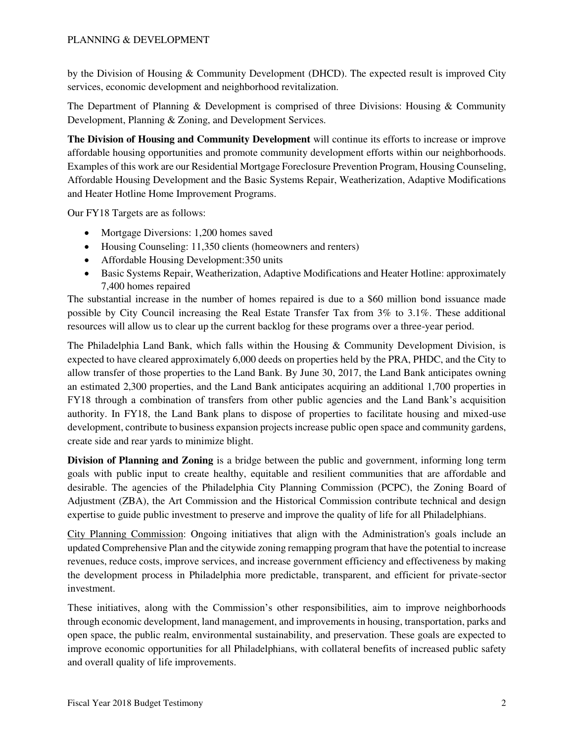by the Division of Housing & Community Development (DHCD). The expected result is improved City services, economic development and neighborhood revitalization.

The Department of Planning & Development is comprised of three Divisions: Housing & Community Development, Planning & Zoning, and Development Services.

**The Division of Housing and Community Development** will continue its efforts to increase or improve affordable housing opportunities and promote community development efforts within our neighborhoods. Examples of this work are our Residential Mortgage Foreclosure Prevention Program, Housing Counseling, Affordable Housing Development and the Basic Systems Repair, Weatherization, Adaptive Modifications and Heater Hotline Home Improvement Programs.

Our FY18 Targets are as follows:

- Mortgage Diversions: 1,200 homes saved
- Housing Counseling: 11,350 clients (homeowners and renters)
- Affordable Housing Development:350 units
- Basic Systems Repair, Weatherization, Adaptive Modifications and Heater Hotline: approximately 7,400 homes repaired

The substantial increase in the number of homes repaired is due to a $60 million bond issuance made possible by City Council increasing the Real Estate Transfer Tax from 3% to 3.1%. These additional resources will allow us to clear up the current backlog for these programs over a three-year period.

The Philadelphia Land Bank, which falls within the Housing & Community Development Division, is expected to have cleared approximately 6,000 deeds on properties held by the PRA, PHDC, and the City to allow transfer of those properties to the Land Bank. By June 30, 2017, the Land Bank anticipates owning an estimated 2,300 properties, and the Land Bank anticipates acquiring an additional 1,700 properties in FY18 through a combination of transfers from other public agencies and the Land Bank's acquisition authority. In FY18, the Land Bank plans to dispose of properties to facilitate housing and mixed-use development, contribute to business expansion projects increase public open space and community gardens, create side and rear yards to minimize blight.

**Division of Planning and Zoning** is a bridge between the public and government, informing long term goals with public input to create healthy, equitable and resilient communities that are affordable and desirable. The agencies of the Philadelphia City Planning Commission (PCPC), the Zoning Board of Adjustment (ZBA), the Art Commission and the Historical Commission contribute technical and design expertise to guide public investment to preserve and improve the quality of life for all Philadelphians.

City Planning Commission: Ongoing initiatives that align with the Administration's goals include an updated Comprehensive Plan and the citywide zoning remapping program that have the potential to increase revenues, reduce costs, improve services, and increase government efficiency and effectiveness by making the development process in Philadelphia more predictable, transparent, and efficient for private-sector investment.

These initiatives, along with the Commission's other responsibilities, aim to improve neighborhoods through economic development, land management, and improvements in housing, transportation, parks and open space, the public realm, environmental sustainability, and preservation. These goals are expected to improve economic opportunities for all Philadelphians, with collateral benefits of increased public safety and overall quality of life improvements.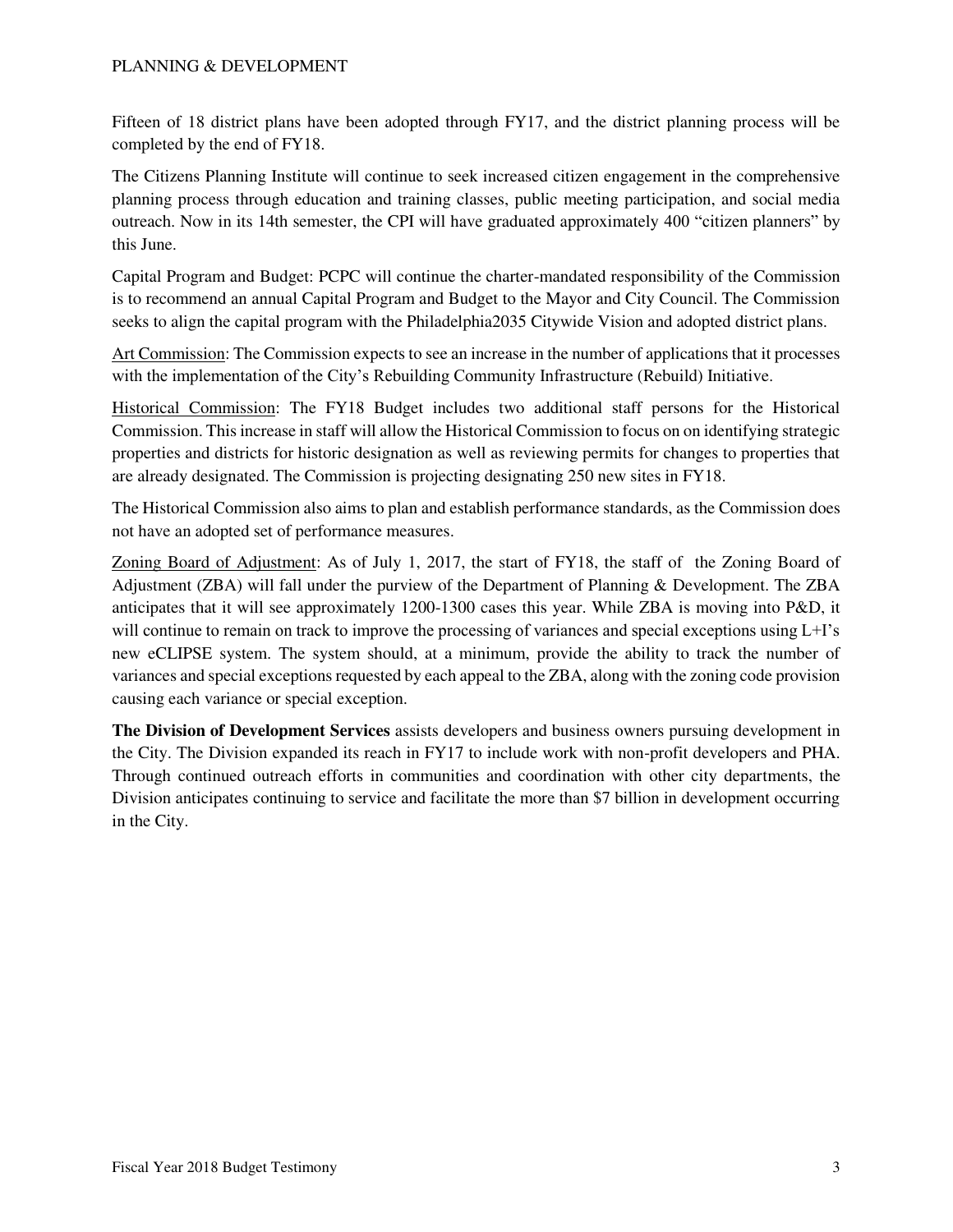Fifteen of 18 district plans have been adopted through FY17, and the district planning process will be completed by the end of FY18.

The Citizens Planning Institute will continue to seek increased citizen engagement in the comprehensive planning process through education and training classes, public meeting participation, and social media outreach. Now in its 14th semester, the CPI will have graduated approximately 400 "citizen planners" by this June.

Capital Program and Budget: PCPC will continue the charter-mandated responsibility of the Commission is to recommend an annual Capital Program and Budget to the Mayor and City Council. The Commission seeks to align the capital program with the Philadelphia2035 Citywide Vision and adopted district plans.

<u>Art Commission</u>: The Commission expects to see an increase in the number of applications that it processes with the implementation of the City's Rebuilding Community Infrastructure (Rebuild) Initiative.

<u>Historical Commission</u>: The FY18 Budget includes two additional staff persons for the Historical Commission. This increase in staff will allow the Historical Commission to focus on on identifying strategic properties and districts for historic designation as well as reviewing permits for changes to properties that are already designated. The Commission is projecting designating 250 new sites in FY18.

The Historical Commission also aims to plan and establish performance standards, as the Commission does not have an adopted set of performance measures.

<u>Zoning Board of Adjustment</u>: As of July 1, 2017, the start of FY18, the staff of the Zoning Board of Adjustment (ZBA) will fall under the purview of the Department of Planning & Development. The ZBA anticipates that it will see approximately 1200-1300 cases this year. While ZBA is moving into P&D, it will continue to remain on track to improve the processing of variances and special exceptions using L+I's new eCLIPSE system. The system should, at a minimum, provide the ability to track the number of variances and special exceptions requested by each appeal to the ZBA, along with the zoning code provision causing each variance or special exception.

**The Division of Development Services** assists developers and business owners pursuing development in the City. The Division expanded its reach in FY17 to include work with non-profit developers and PHA. Through continued outreach efforts in communities and coordination with other city departments, the Division anticipates continuing to service and facilitate the more than $7 billion in development occurring in the City.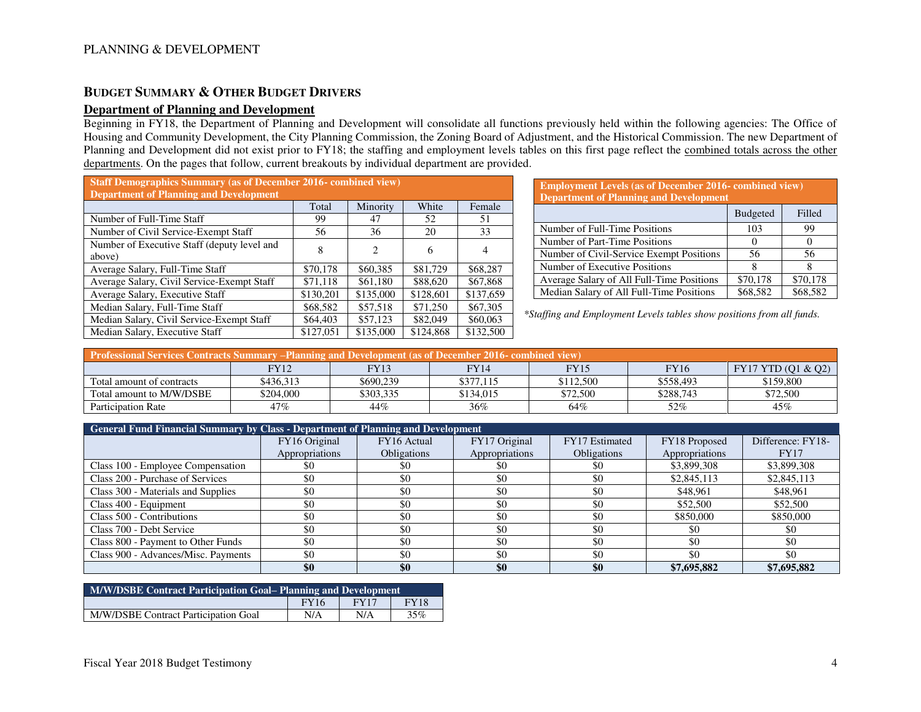PLANNING & DEVELOPMENT

## BUDGET SUMMARY & OTHER BUDGET DRIVERS

### Department of Planning and Development

Beginning in FY18, the Department of Planning and Development will consolidate all functions previously held within the following agencies: The Office of Housing and Community Development, the City Planning Commission, the Zoning Board of Adjustment, and the Historical Commission. The new Department of Planning and Development did not exist prior to FY18; the staffing and employment levels tables on this first page reflect the combined totals across the other departments. On the pages that follow, current breakouts by individual department are provided.

| Staff Demographics Summary (as of December 2016- combined view) Department of Planning and Development | | | | |
|---|---|---|---|---|
| | Total | Minority | White | Female |
| Number of Full-Time Staff | 99 | 47 | 52 | 51 |
| Number of Civil Service-Exempt Staff | 56 | 36 | 20 | 33 |
| Number of Executive Staff (deputy level and above) | 8 | 2 | 6 | 4 |
| Average Salary, Full-Time Staff | $70,178 | $60,385 | $81,729 | $68,287 |
| Average Salary, Civil Service-Exempt Staff | $71,118 | $61,180 | $88,620 | $67,868 |
| Average Salary, Executive Staff | $130,201 | $135,000 | $128,601 | $137,659 |
| Median Salary, Full-Time Staff | $68,582 | $57,518 | $71,250 | $67,305 |
| Median Salary, Civil Service-Exempt Staff | $64,403 | $57,123 | $82,049 | $60,063 |
| Median Salary, Executive Staff | $127,051 | $135,000 | $124,868 | $132,500 |

| Employment Levels (as of December 2016- combined view) Department of Planning and Development | | |
|---|---|---|
| | Budgeted | Filled |
| Number of Full-Time Positions | 103 | 99 |
| Number of Part-Time Positions | 0 | 0 |
| Number of Civil-Service Exempt Positions | 56 | 56 |
| Number of Executive Positions | 8 | 8 |
| Average Salary of All Full-Time Positions | $70,178 | $70,178 |
| Median Salary of All Full-Time Positions | $68,582 | $68,582 |

*Staffing and Employment Levels tables show positions from all funds.*

| Professional Services Contracts Summary –Planning and Development (as of December 2016- combined view) | | | | | | |
|---|---|---|---|---|---|---|
| | FY12 | FY13 | FY14 | FY15 | FY16 | FY17 YTD (Q1 & Q2) |
| Total amount of contracts | $436,313 | $690,239 | $377,115 | $112,500 | $558,493 | $159,800 |
| Total amount to M/W/DSBE | $204,000 | $303,335 | $134,015 | $72,500 | $288,743 | $72,500 |
| Participation Rate | 47% | 44% | 36% | 64% | 52% | 45% |

| General Fund Financial Summary by Class - Department of Planning and Development | | | | | | |
|---|---|---|---|---|---|---|
| | FY16 Original Appropriations | FY16 Actual Obligations | FY17 Original Appropriations | FY17 Estimated Obligations | FY18 Proposed Appropriations | Difference: FY18-FY17 |
| Class 100 - Employee Compensation | $0 | $0 | $0 | $0 | $3,899,308 | $3,899,308 |
| Class 200 - Purchase of Services | $0 | $0 | $0 | $0 | $2,845,113 | $2,845,113 |
| Class 300 - Materials and Supplies | $0 | $0 | $0 | $0 | $48,961 | $48,961 |
| Class 400 - Equipment | $0 | $0 | $0 | $0 | $52,500 | $52,500 |
| Class 500 - Contributions | $0 | $0 | $0 | $0 | $850,000 | $850,000 |
| Class 700 - Debt Service | $0 | $0 | $0 | $0 | $0 | $0 |
| Class 800 - Payment to Other Funds | $0 | $0 | $0 | $0 | $0 | $0 |
| Class 900 - Advances/Misc. Payments | $0 | $0 | $0 | $0 | $0 | $0 |
| | **$0** | **$0** | **$0** | **$0** | **$7,695,882** | **$7,695,882** |

| M/W/DSBE Contract Participation Goal– Planning and Development | | | |
|---|---|---|---|
| | FY16 | FY17 | FY18 |
| M/W/DSBE Contract Participation Goal | N/A | N/A | 35% |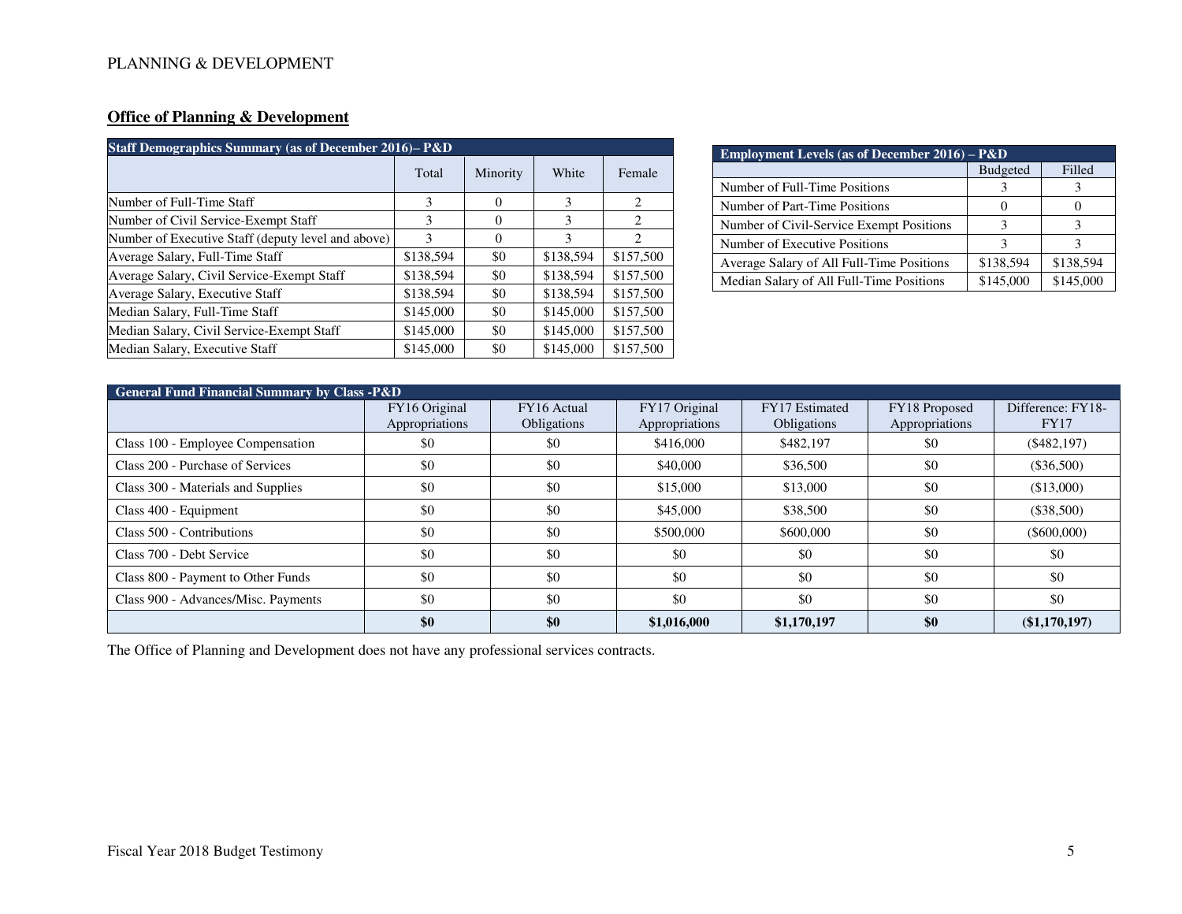PLANNING & DEVELOPMENT

## Office of Planning & Development

| Staff Demographics Summary (as of December 2016)– P&D | | | | |
|---|---|---|---|---|
| | Total | Minority | White | Female |
| Number of Full-Time Staff | 3 | 0 | 3 | 2 |
| Number of Civil Service-Exempt Staff | 3 | 0 | 3 | 2 |
| Number of Executive Staff (deputy level and above) | 3 | 0 | 3 | 2 |
| Average Salary, Full-Time Staff | $138,594 | $0 | $138,594 | $157,500 |
| Average Salary, Civil Service-Exempt Staff | $138,594 | $0 | $138,594 | $157,500 |
| Average Salary, Executive Staff | $138,594 | $0 | $138,594 | $157,500 |
| Median Salary, Full-Time Staff | $145,000 | $0 | $145,000 | $157,500 |
| Median Salary, Civil Service-Exempt Staff | $145,000 | $0 | $145,000 | $157,500 |
| Median Salary, Executive Staff | $145,000 | $0 | $145,000 | $157,500 |

| Employment Levels (as of December 2016) – P&D | | |
|---|---|---|
| | Budgeted | Filled |
| Number of Full-Time Positions | 3 | 3 |
| Number of Part-Time Positions | 0 | 0 |
| Number of Civil-Service Exempt Positions | 3 | 3 |
| Number of Executive Positions | 3 | 3 |
| Average Salary of All Full-Time Positions | $138,594 | $138,594 |
| Median Salary of All Full-Time Positions | $145,000 | $145,000 |

| General Fund Financial Summary by Class -P&D | | | | | | |
|---|---|---|---|---|---|---|
| | FY16 Original Appropriations | FY16 Actual Obligations | FY17 Original Appropriations | FY17 Estimated Obligations | FY18 Proposed Appropriations | Difference: FY18-FY17 |
| Class 100 - Employee Compensation | $0 | $0 | $416,000 | $482,197 | $0 | ($482,197) |
| Class 200 - Purchase of Services | $0 | $0 | $40,000 | $36,500 | $0 | ($36,500) |
| Class 300 - Materials and Supplies | $0 | $0 | $15,000 | $13,000 | $0 | ($13,000) |
| Class 400 - Equipment | $0 | $0 | $45,000 | $38,500 | $0 | ($38,500) |
| Class 500 - Contributions | $0 | $0 | $500,000 | $600,000 | $0 | ($600,000) |
| Class 700 - Debt Service | $0 | $0 | $0 | $0 | $0 | $0 |
| Class 800 - Payment to Other Funds | $0 | $0 | $0 | $0 | $0 | $0 |
| Class 900 - Advances/Misc. Payments | $0 | $0 | $0 | $0 | $0 | $0 |
| | **$0** | **$0** | **$1,016,000** | **$1,170,197** | **$0** | **($1,170,197)** |

The Office of Planning and Development does not have any professional services contracts.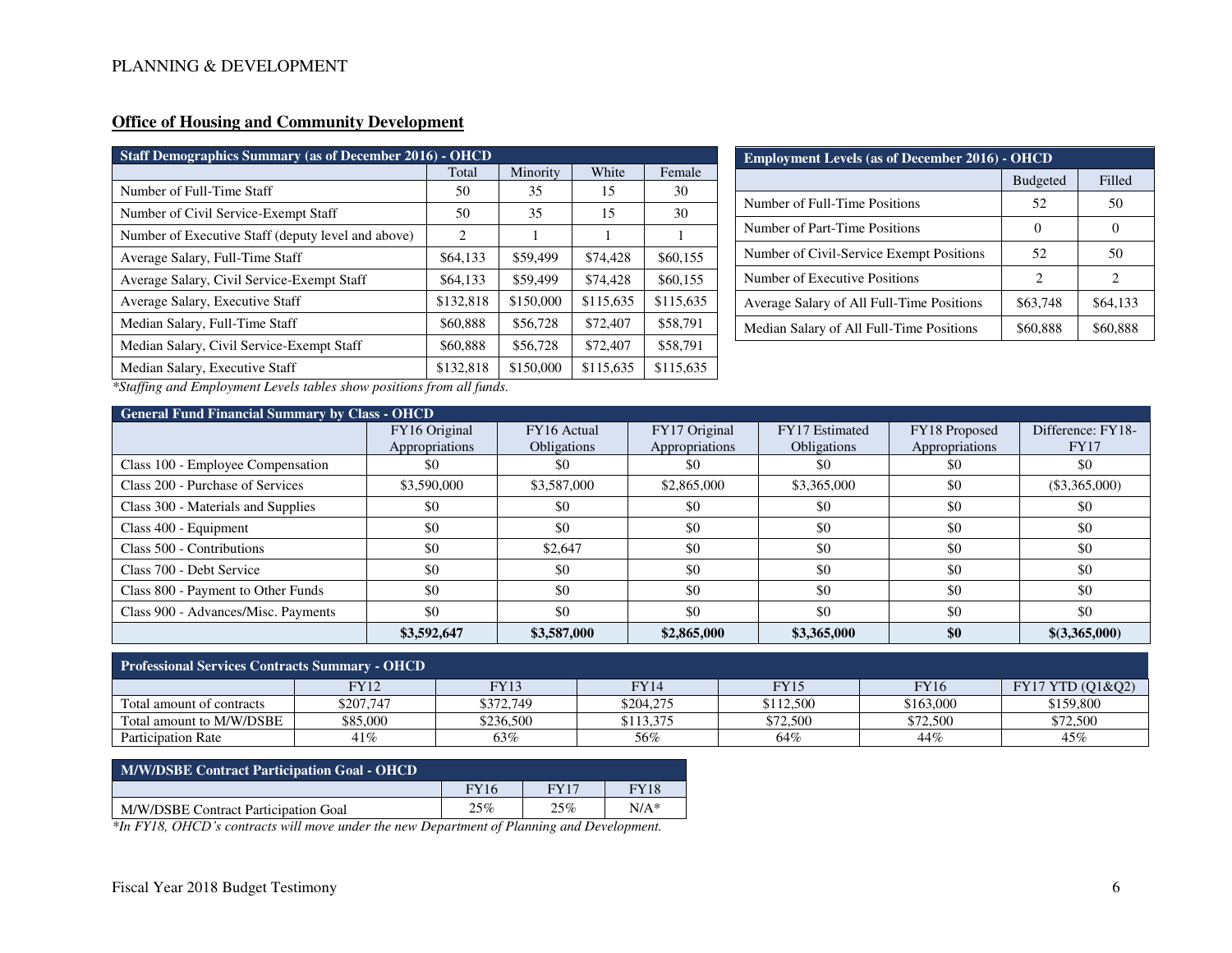PLANNING & DEVELOPMENT

## Office of Housing and Community Development

| Staff Demographics Summary (as of December 2016) - OHCD | | | | |
|---|---|---|---|---|
| | Total | Minority | White | Female |
| Number of Full-Time Staff | 50 | 35 | 15 | 30 |
| Number of Civil Service-Exempt Staff | 50 | 35 | 15 | 30 |
| Number of Executive Staff (deputy level and above) | 2 | 1 | 1 | 1 |
| Average Salary, Full-Time Staff | $64,133 | $59,499 | $74,428 | $60,155 |
| Average Salary, Civil Service-Exempt Staff | $64,133 | $59,499 | $74,428 | $60,155 |
| Average Salary, Executive Staff | $132,818 | $150,000 | $115,635 | $115,635 |
| Median Salary, Full-Time Staff | $60,888 | $56,728 | $72,407 | $58,791 |
| Median Salary, Civil Service-Exempt Staff | $60,888 | $56,728 | $72,407 | $58,791 |
| Median Salary, Executive Staff | $132,818 | $150,000 | $115,635 | $115,635 |

| Employment Levels (as of December 2016) - OHCD | | |
|---|---|---|
| | Budgeted | Filled |
| Number of Full-Time Positions | 52 | 50 |
| Number of Part-Time Positions | 0 | 0 |
| Number of Civil-Service Exempt Positions | 52 | 50 |
| Number of Executive Positions | 2 | 2 |
| Average Salary of All Full-Time Positions | $63,748 | $64,133 |
| Median Salary of All Full-Time Positions | $60,888 | $60,888 |

*Staffing and Employment Levels tables show positions from all funds.*

| General Fund Financial Summary by Class - OHCD | | | | | | |
|---|---|---|---|---|---|---|
| | FY16 Original Appropriations | FY16 Actual Obligations | FY17 Original Appropriations | FY17 Estimated Obligations | FY18 Proposed Appropriations | Difference: FY18-FY17 |
| Class 100 - Employee Compensation | $0 | $0 | $0 | $0 | $0 | $0 |
| Class 200 - Purchase of Services | $3,590,000 | $3,587,000 | $2,865,000 | $3,365,000 | $0 | ($3,365,000) |
| Class 300 - Materials and Supplies | $0 | $0 | $0 | $0 | $0 | $0 |
| Class 400 - Equipment | $0 | $0 | $0 | $0 | $0 | $0 |
| Class 500 - Contributions | $0 | $2,647 | $0 | $0 | $0 | $0 |
| Class 700 - Debt Service | $0 | $0 | $0 | $0 | $0 | $0 |
| Class 800 - Payment to Other Funds | $0 | $0 | $0 | $0 | $0 | $0 |
| Class 900 - Advances/Misc. Payments | $0 | $0 | $0 | $0 | $0 | $0 |
| | **$3,592,647** | **$3,587,000** | **$2,865,000** | **$3,365,000** | **$0** | **$(3,365,000)** |

| Professional Services Contracts Summary - OHCD | | | | | | |
|---|---|---|---|---|---|---|
| | FY12 | FY13 | FY14 | FY15 | FY16 | FY17 YTD (Q1&Q2) |
| Total amount of contracts | $207,747 | $372,749 | $204,275 | $112,500 | $163,000 | $159,800 |
| Total amount to M/W/DSBE | $85,000 | $236,500 | $113,375 | $72,500 | $72,500 | $72,500 |
| Participation Rate | 41% | 63% | 56% | 64% | 44% | 45% |

| M/W/DSBE Contract Participation Goal - OHCD | | | |
|---|---|---|---|
| | FY16 | FY17 | FY18 |
| M/W/DSBE Contract Participation Goal | 25% | 25% | N/A* |

*In FY18, OHCD's contracts will move under the new Department of Planning and Development.*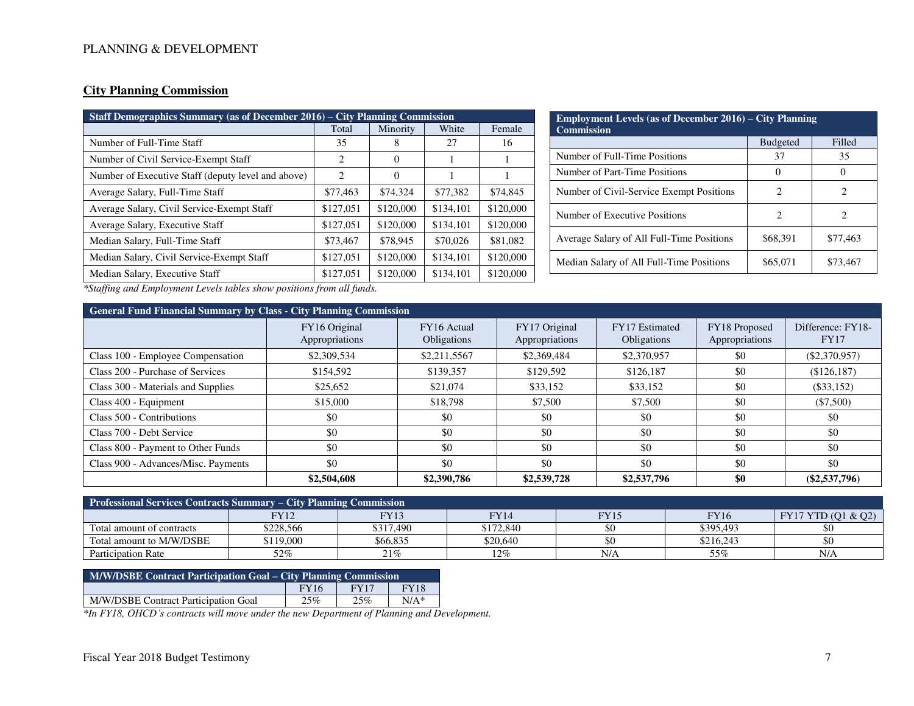PLANNING & DEVELOPMENT

## City Planning Commission

| Staff Demographics Summary (as of December 2016) – City Planning Commission | | | | |
|---|---|---|---|---|
| | Total | Minority | White | Female |
| Number of Full-Time Staff | 35 | 8 | 27 | 16 |
| Number of Civil Service-Exempt Staff | 2 | 0 | 1 | 1 |
| Number of Executive Staff (deputy level and above) | 2 | 0 | 1 | 1 |
| Average Salary, Full-Time Staff | $77,463 | $74,324 | $77,382 | $74,845 |
| Average Salary, Civil Service-Exempt Staff | $127,051 | $120,000 | $134,101 | $120,000 |
| Average Salary, Executive Staff | $127,051 | $120,000 | $134,101 | $120,000 |
| Median Salary, Full-Time Staff | $73,467 | $78,945 | $70,026 | $81,082 |
| Median Salary, Civil Service-Exempt Staff | $127,051 | $120,000 | $134,101 | $120,000 |
| Median Salary, Executive Staff | $127,051 | $120,000 | $134,101 | $120,000 |

| Employment Levels (as of December 2016) – City Planning Commission | | |
|---|---|---|
| | Budgeted | Filled |
| Number of Full-Time Positions | 37 | 35 |
| Number of Part-Time Positions | 0 | 0 |
| Number of Civil-Service Exempt Positions | 2 | 2 |
| Number of Executive Positions | 2 | 2 |
| Average Salary of All Full-Time Positions | $68,391 | $77,463 |
| Median Salary of All Full-Time Positions | $65,071 | $73,467 |

*Staffing and Employment Levels tables show positions from all funds.*

| General Fund Financial Summary by Class - City Planning Commission | | | | | | |
|---|---|---|---|---|---|---|
| | FY16 Original Appropriations | FY16 Actual Obligations | FY17 Original Appropriations | FY17 Estimated Obligations | FY18 Proposed Appropriations | Difference: FY18-FY17 |
| Class 100 - Employee Compensation | $2,309,534 | $2,211,5567 | $2,369,484 | $2,370,957 | $0 | ($2,370,957) |
| Class 200 - Purchase of Services | $154,592 | $139,357 | $129,592 | $126,187 | $0 | ($126,187) |
| Class 300 - Materials and Supplies | $25,652 | $21,074 | $33,152 | $33,152 | $0 | ($33,152) |
| Class 400 - Equipment | $15,000 | $18,798 | $7,500 | $7,500 | $0 | ($7,500) |
| Class 500 - Contributions | $0 | $0 | $0 | $0 | $0 | $0 |
| Class 700 - Debt Service | $0 | $0 | $0 | $0 | $0 | $0 |
| Class 800 - Payment to Other Funds | $0 | $0 | $0 | $0 | $0 | $0 |
| Class 900 - Advances/Misc. Payments | $0 | $0 | $0 | $0 | $0 | $0 |
| | **$2,504,608** | **$2,390,786** | **$2,539,728** | **$2,537,796** | **$0** | **($2,537,796)** |

| Professional Services Contracts Summary – City Planning Commission | | | | | | |
|---|---|---|---|---|---|---|
| | FY12 | FY13 | FY14 | FY15 | FY16 | FY17 YTD (Q1 & Q2) |
| Total amount of contracts | $228,566 | $317,490 | $172,840 | $0 | $395,493 | $0 |
| Total amount to M/W/DSBE | $119,000 | $66,835 | $20,640 | $0 | $216,243 | $0 |
| Participation Rate | 52% | 21% | 12% | N/A | 55% | N/A |

| M/W/DSBE Contract Participation Goal – City Planning Commission | | | |
|---|---|---|---|
| | FY16 | FY17 | FY18 |
| M/W/DSBE Contract Participation Goal | 25% | 25% | N/A* |

*In FY18, OHCD's contracts will move under the new Department of Planning and Development.*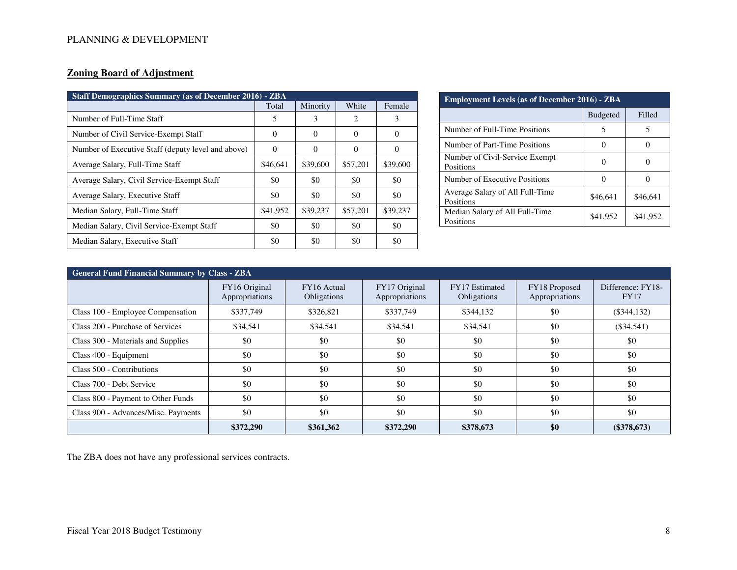PLANNING & DEVELOPMENT

## Zoning Board of Adjustment

| Staff Demographics Summary (as of December 2016) - ZBA | Total | Minority | White | Female |
|---|---|---|---|---|
| Number of Full-Time Staff | 5 | 3 | 2 | 3 |
| Number of Civil Service-Exempt Staff | 0 | 0 | 0 | 0 |
| Number of Executive Staff (deputy level and above) | 0 | 0 | 0 | 0 |
| Average Salary, Full-Time Staff | $46,641 | $39,600 | $57,201 | $39,600 |
| Average Salary, Civil Service-Exempt Staff | $0 | $0 | $0 | $0 |
| Average Salary, Executive Staff | $0 | $0 | $0 | $0 |
| Median Salary, Full-Time Staff | $41,952 | $39,237 | $57,201 | $39,237 |
| Median Salary, Civil Service-Exempt Staff | $0 | $0 | $0 | $0 |
| Median Salary, Executive Staff | $0 | $0 | $0 | $0 |

| Employment Levels (as of December 2016) - ZBA | Budgeted | Filled |
|---|---|---|
| Number of Full-Time Positions | 5 | 5 |
| Number of Part-Time Positions | 0 | 0 |
| Number of Civil-Service Exempt Positions | 0 | 0 |
| Number of Executive Positions | 0 | 0 |
| Average Salary of All Full-Time Positions | $46,641 | $46,641 |
| Median Salary of All Full-Time Positions | $41,952 | $41,952 |

| General Fund Financial Summary by Class - ZBA | FY16 Original Appropriations | FY16 Actual Obligations | FY17 Original Appropriations | FY17 Estimated Obligations | FY18 Proposed Appropriations | Difference: FY18-FY17 |
|---|---|---|---|---|---|---|
| Class 100 - Employee Compensation | $337,749 | $326,821 | $337,749 | $344,132 | $0 | ($344,132) |
| Class 200 - Purchase of Services | $34,541 | $34,541 | $34,541 | $34,541 | $0 | ($34,541) |
| Class 300 - Materials and Supplies | $0 | $0 | $0 | $0 | $0 | $0 |
| Class 400 - Equipment | $0 | $0 | $0 | $0 | $0 | $0 |
| Class 500 - Contributions | $0 | $0 | $0 | $0 | $0 | $0 |
| Class 700 - Debt Service | $0 | $0 | $0 | $0 | $0 | $0 |
| Class 800 - Payment to Other Funds | $0 | $0 | $0 | $0 | $0 | $0 |
| Class 900 - Advances/Misc. Payments | $0 | $0 | $0 | $0 | $0 | $0 |
| | **$372,290** | **$361,362** | **$372,290** | **$378,673** | **$0** | **($378,673)** |

The ZBA does not have any professional services contracts.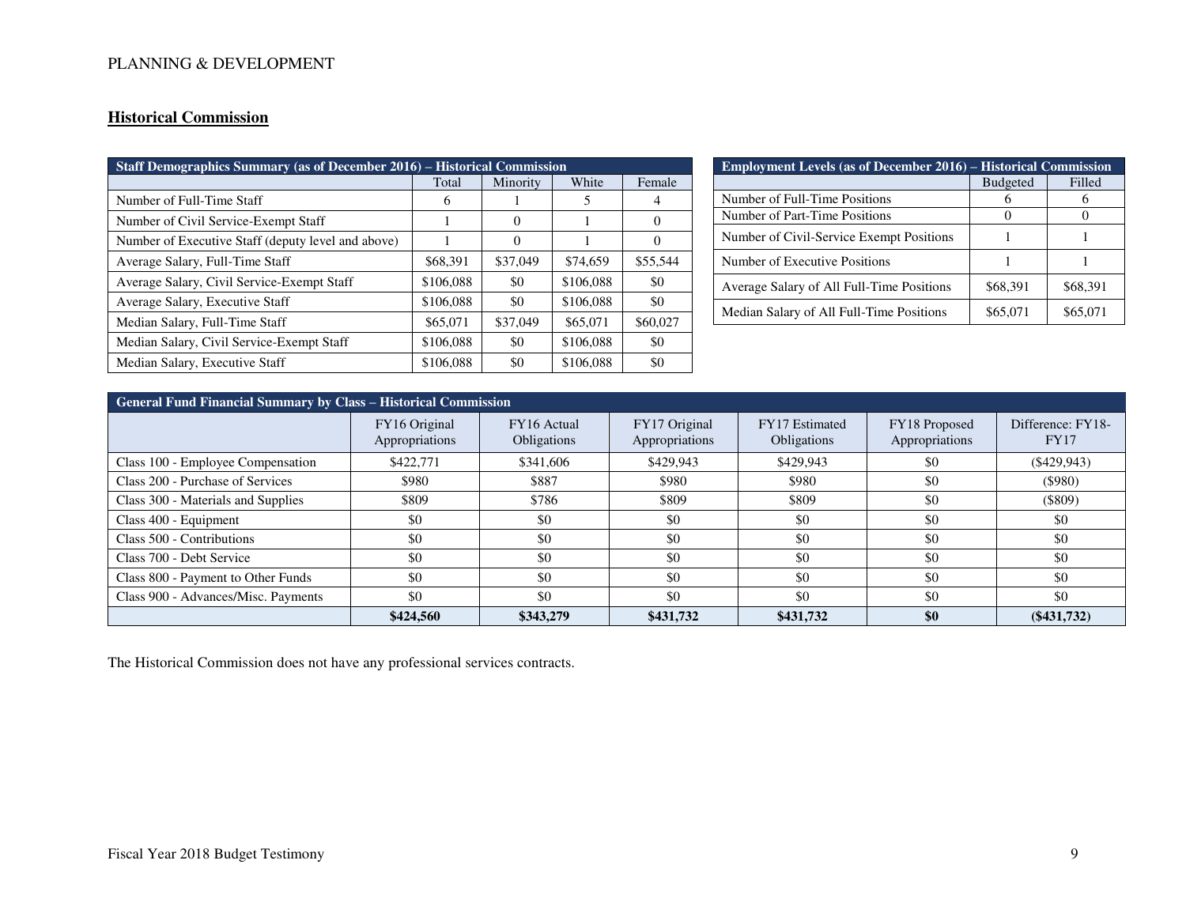PLANNING & DEVELOPMENT

## Historical Commission

| Staff Demographics Summary (as of December 2016) – Historical Commission | | | | |
|---|---|---|---|---|
| | Total | Minority | White | Female |
| Number of Full-Time Staff | 6 | 1 | 5 | 4 |
| Number of Civil Service-Exempt Staff | 1 | 0 | 1 | 0 |
| Number of Executive Staff (deputy level and above) | 1 | 0 | 1 | 0 |
| Average Salary, Full-Time Staff | $68,391 | $37,049 | $74,659 | $55,544 |
| Average Salary, Civil Service-Exempt Staff | $106,088 | $0 | $106,088 | $0 |
| Average Salary, Executive Staff | $106,088 | $0 | $106,088 | $0 |
| Median Salary, Full-Time Staff | $65,071 | $37,049 | $65,071 | $60,027 |
| Median Salary, Civil Service-Exempt Staff | $106,088 | $0 | $106,088 | $0 |
| Median Salary, Executive Staff | $106,088 | $0 | $106,088 | $0 |

| Employment Levels (as of December 2016) – Historical Commission | | |
|---|---|---|
| | Budgeted | Filled |
| Number of Full-Time Positions | 6 | 6 |
| Number of Part-Time Positions | 0 | 0 |
| Number of Civil-Service Exempt Positions | 1 | 1 |
| Number of Executive Positions | 1 | 1 |
| Average Salary of All Full-Time Positions | $68,391 | $68,391 |
| Median Salary of All Full-Time Positions | $65,071 | $65,071 |

| General Fund Financial Summary by Class – Historical Commission | | | | | | |
|---|---|---|---|---|---|---|
| | FY16 Original Appropriations | FY16 Actual Obligations | FY17 Original Appropriations | FY17 Estimated Obligations | FY18 Proposed Appropriations | Difference: FY18-FY17 |
| Class 100 - Employee Compensation | $422,771 | $341,606 | $429,943 | $429,943 | $0 | ($429,943) |
| Class 200 - Purchase of Services | $980 | $887 | $980 | $980 | $0 | ($980) |
| Class 300 - Materials and Supplies | $809 | $786 | $809 | $809 | $0 | ($809) |
| Class 400 - Equipment | $0 | $0 | $0 | $0 | $0 | $0 |
| Class 500 - Contributions | $0 | $0 | $0 | $0 | $0 | $0 |
| Class 700 - Debt Service | $0 | $0 | $0 | $0 | $0 | $0 |
| Class 800 - Payment to Other Funds | $0 | $0 | $0 | $0 | $0 | $0 |
| Class 900 - Advances/Misc. Payments | $0 | $0 | $0 | $0 | $0 | $0 |
| | **$424,560** | **$343,279** | **$431,732** | **$431,732** | **$0** | **($431,732)** |

The Historical Commission does not have any professional services contracts.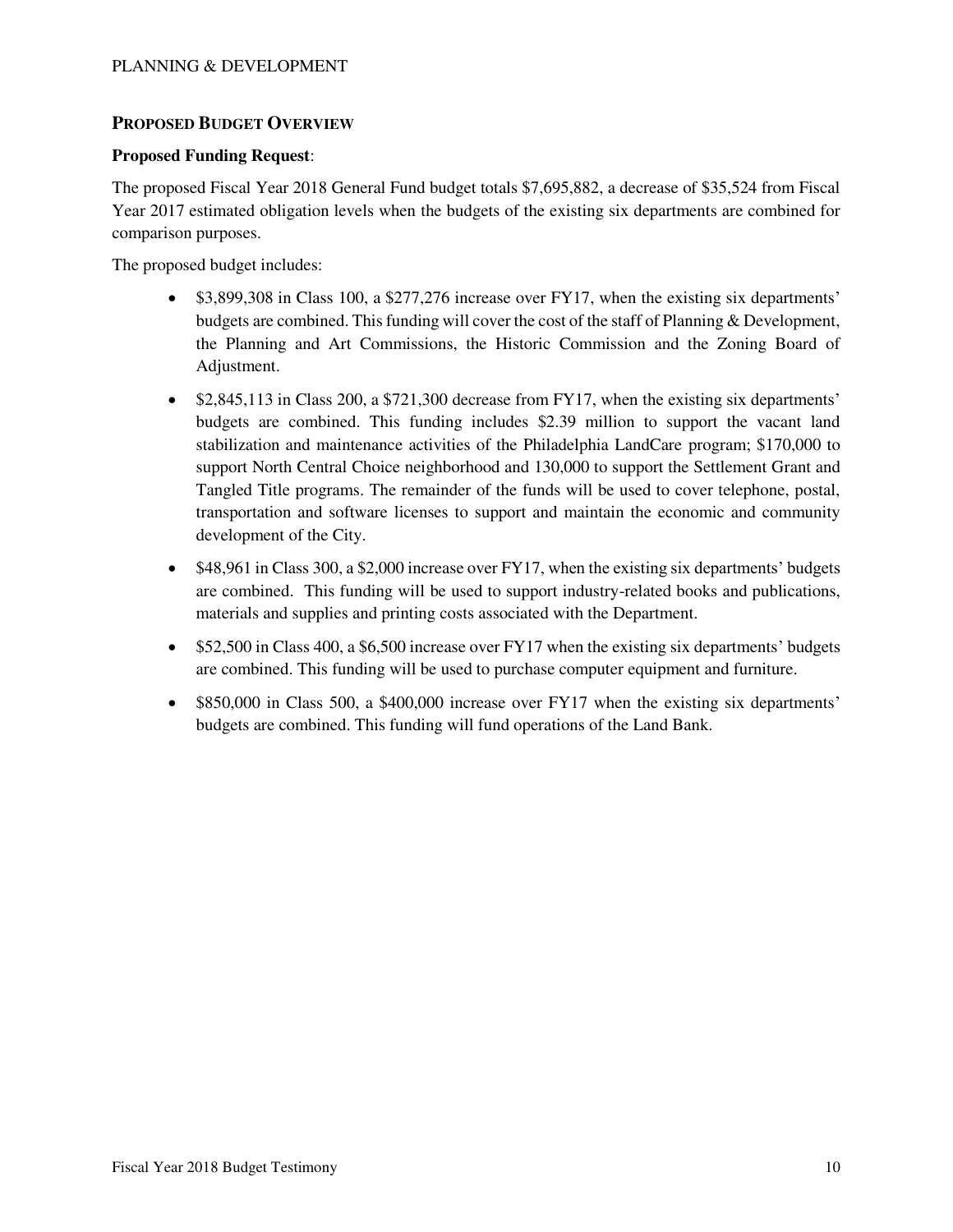## Proposed Budget Overview

**Proposed Funding Request**:

The proposed Fiscal Year 2018 General Fund budget totals $7,695,882, a decrease of $35,524 from Fiscal Year 2017 estimated obligation levels when the budgets of the existing six departments are combined for comparison purposes.

The proposed budget includes:

- $3,899,308 in Class 100, a $277,276 increase over FY17, when the existing six departments' budgets are combined. This funding will cover the cost of the staff of Planning & Development, the Planning and Art Commissions, the Historic Commission and the Zoning Board of Adjustment.
- $2,845,113 in Class 200, a $721,300 decrease from FY17, when the existing six departments' budgets are combined. This funding includes $2.39 million to support the vacant land stabilization and maintenance activities of the Philadelphia LandCare program; $170,000 to support North Central Choice neighborhood and 130,000 to support the Settlement Grant and Tangled Title programs. The remainder of the funds will be used to cover telephone, postal, transportation and software licenses to support and maintain the economic and community development of the City.
- $48,961 in Class 300, a $2,000 increase over FY17, when the existing six departments' budgets are combined. This funding will be used to support industry-related books and publications, materials and supplies and printing costs associated with the Department.
- $52,500 in Class 400, a $6,500 increase over FY17 when the existing six departments' budgets are combined. This funding will be used to purchase computer equipment and furniture.
- $850,000 in Class 500, a $400,000 increase over FY17 when the existing six departments' budgets are combined. This funding will fund operations of the Land Bank.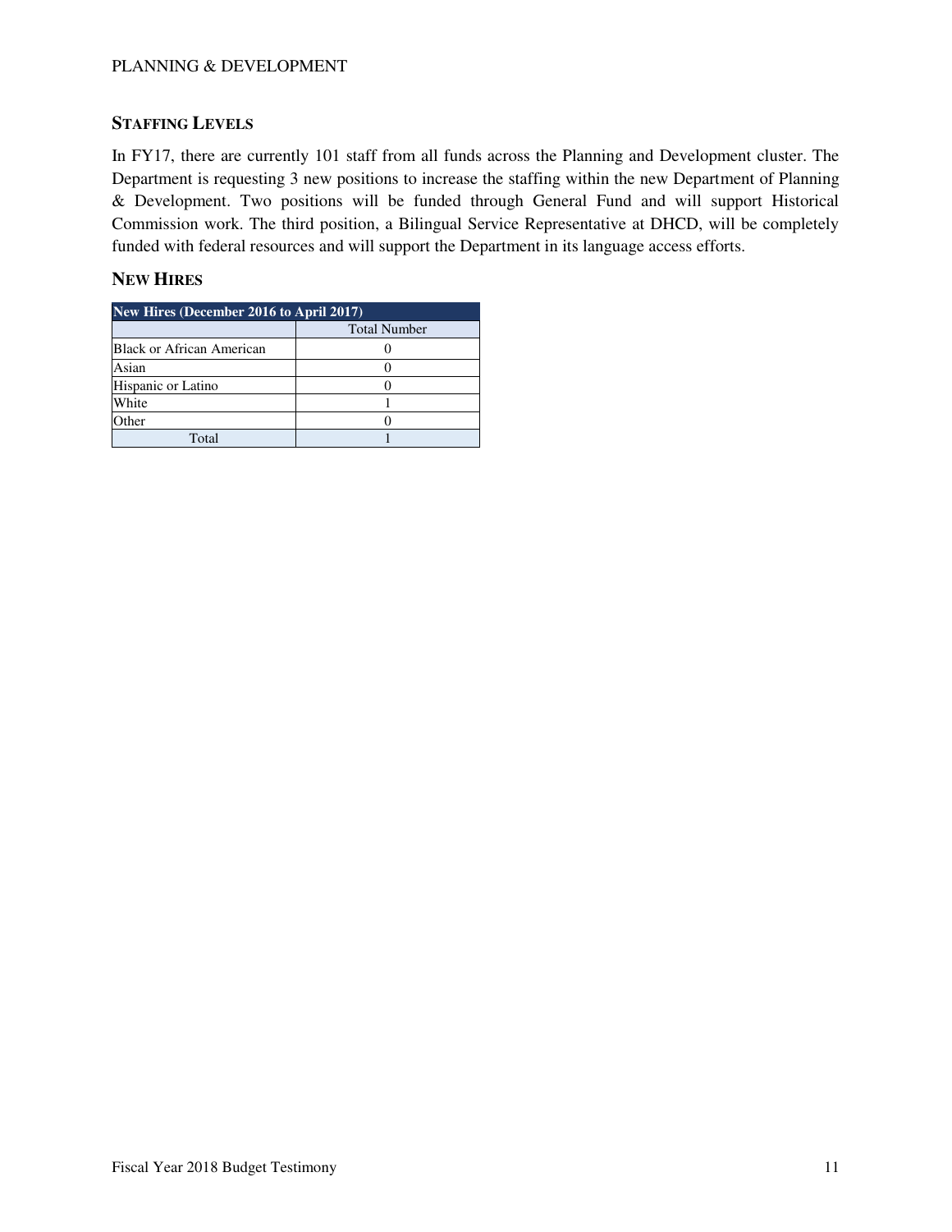## STAFFING LEVELS

In FY17, there are currently 101 staff from all funds across the Planning and Development cluster. The Department is requesting 3 new positions to increase the staffing within the new Department of Planning & Development. Two positions will be funded through General Fund and will support Historical Commission work. The third position, a Bilingual Service Representative at DHCD, will be completely funded with federal resources and will support the Department in its language access efforts.

## NEW HIRES

| New Hires (December 2016 to April 2017) | |
|---|---|
| | Total Number |
| Black or African American | 0 |
| Asian | 0 |
| Hispanic or Latino | 0 |
| White | 1 |
| Other | 0 |
| Total | 1 |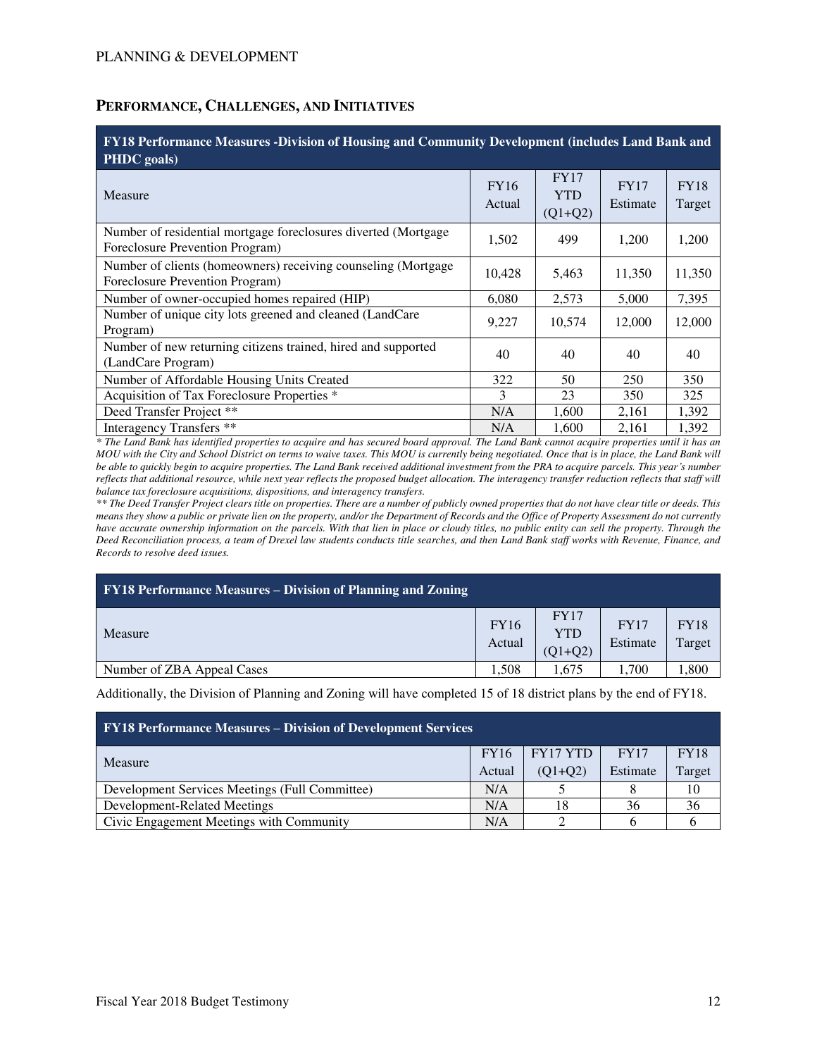## PERFORMANCE, CHALLENGES, AND INITIATIVES

| FY18 Performance Measures -Division of Housing and Community Development (includes Land Bank and PHDC goals) | | | | |
|---|---|---|---|---|
| Measure | FY16 Actual | FY17 YTD (Q1+Q2) | FY17 Estimate | FY18 Target |
| Number of residential mortgage foreclosures diverted (Mortgage Foreclosure Prevention Program) | 1,502 | 499 | 1,200 | 1,200 |
| Number of clients (homeowners) receiving counseling (Mortgage Foreclosure Prevention Program) | 10,428 | 5,463 | 11,350 | 11,350 |
| Number of owner-occupied homes repaired (HIP) | 6,080 | 2,573 | 5,000 | 7,395 |
| Number of unique city lots greened and cleaned (LandCare Program) | 9,227 | 10,574 | 12,000 | 12,000 |
| Number of new returning citizens trained, hired and supported (LandCare Program) | 40 | 40 | 40 | 40 |
| Number of Affordable Housing Units Created | 322 | 50 | 250 | 350 |
| Acquisition of Tax Foreclosure Properties * | 3 | 23 | 350 | 325 |
| Deed Transfer Project ** | N/A | 1,600 | 2,161 | 1,392 |
| Interagency Transfers ** | N/A | 1,600 | 2,161 | 1,392 |

*\* The Land Bank has identified properties to acquire and has secured board approval. The Land Bank cannot acquire properties until it has an MOU with the City and School District on terms to waive taxes. This MOU is currently being negotiated. Once that is in place, the Land Bank will be able to quickly begin to acquire properties. The Land Bank received additional investment from the PRA to acquire parcels. This year's number reflects that additional resource, while next year reflects the proposed budget allocation. The interagency transfer reduction reflects that staff will balance tax foreclosure acquisitions, dispositions, and interagency transfers.*

*\*\* The Deed Transfer Project clears title on properties. There are a number of publicly owned properties that do not have clear title or deeds. This means they show a public or private lien on the property, and/or the Department of Records and the Office of Property Assessment do not currently have accurate ownership information on the parcels. With that lien in place or cloudy titles, no public entity can sell the property. Through the Deed Reconciliation process, a team of Drexel law students conducts title searches, and then Land Bank staff works with Revenue, Finance, and Records to resolve deed issues.*

| FY18 Performance Measures – Division of Planning and Zoning | | | | |
|---|---|---|---|---|
| Measure | FY16 Actual | FY17 YTD (Q1+Q2) | FY17 Estimate | FY18 Target |
| Number of ZBA Appeal Cases | 1,508 | 1,675 | 1,700 | 1,800 |

Additionally, the Division of Planning and Zoning will have completed 15 of 18 district plans by the end of FY18.

| FY18 Performance Measures – Division of Development Services | | | | |
|---|---|---|---|---|
| Measure | FY16 Actual | FY17 YTD (Q1+Q2) | FY17 Estimate | FY18 Target |
| Development Services Meetings (Full Committee) | N/A | 5 | 8 | 10 |
| Development-Related Meetings | N/A | 18 | 36 | 36 |
| Civic Engagement Meetings with Community | N/A | 2 | 6 | 6 |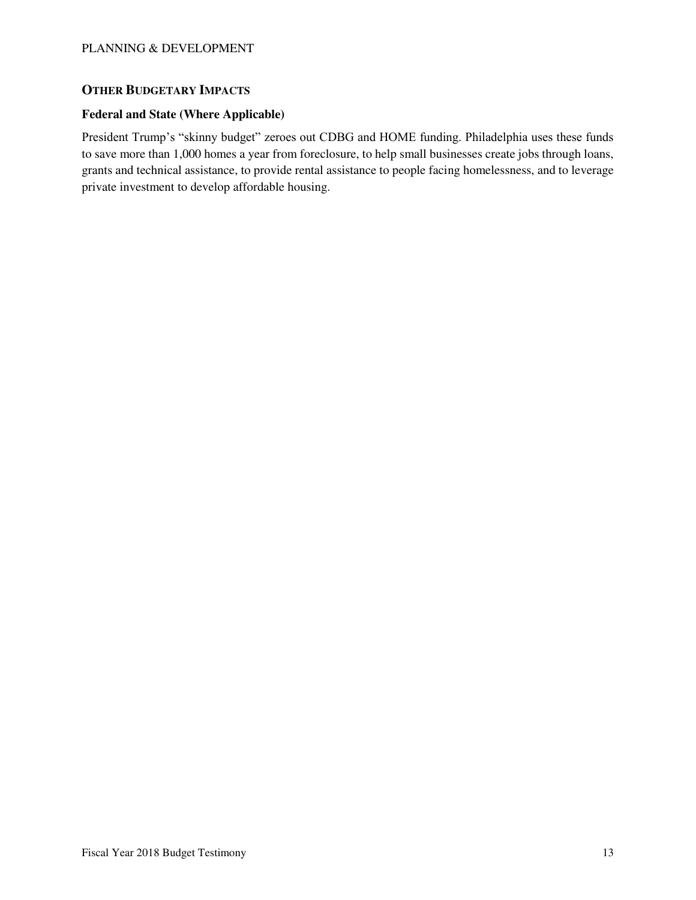## Other Budgetary Impacts

### Federal and State (Where Applicable)

President Trump's "skinny budget" zeroes out CDBG and HOME funding. Philadelphia uses these funds to save more than 1,000 homes a year from foreclosure, to help small businesses create jobs through loans, grants and technical assistance, to provide rental assistance to people facing homelessness, and to leverage private investment to develop affordable housing.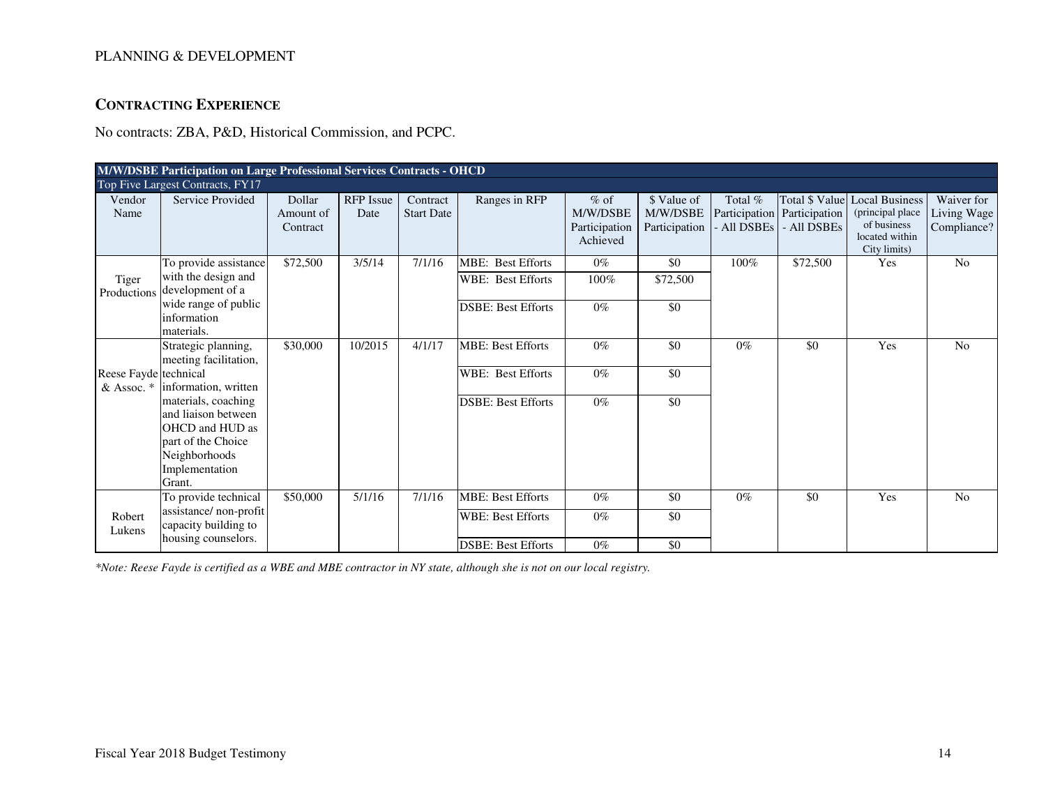PLANNING & DEVELOPMENT

## CONTRACTING EXPERIENCE

No contracts: ZBA, P&D, Historical Commission, and PCPC.

| M/W/DSBE Participation on Large Professional Services Contracts - OHCD | | | | | | | | | | | |
|---|---|---|---|---|---|---|---|---|---|---|---|
| Top Five Largest Contracts, FY17 | | | | | | | | | | | |
| Vendor Name | Service Provided | Dollar Amount of Contract | RFP Issue Date | Contract Start Date | Ranges in RFP | % of M/W/DSBE Participation Achieved | $ Value of M/W/DSBE Participation | Total % Participation - All DSBEs | Total $ Value Participation - All DSBEs | Local Business (principal place of business located within City limits) | Waiver for Living Wage Compliance? |
| Tiger Productions | To provide assistance with the design and development of a wide range of public information materials. | $72,500 | 3/5/14 | 7/1/16 | MBE: Best Efforts | 0% | $0 | 100% | $72,500 | Yes | No |
| | | | | | WBE: Best Efforts | 100% | $72,500 | | | | |
| | | | | | DSBE: Best Efforts | 0% | $0 | | | | |
| Reese Fayde & Assoc. * | Strategic planning, meeting facilitation, technical information, written materials, coaching and liaison between OHCD and HUD as part of the Choice Neighborhoods Implementation Grant. | $30,000 | 10/2015 | 4/1/17 | MBE: Best Efforts | 0% | $0 | 0% | $0 | Yes | No |
| | | | | | WBE: Best Efforts | 0% | $0 | | | | |
| | | | | | DSBE: Best Efforts | 0% | $0 | | | | |
| Robert Lukens | To provide technical assistance/ non-profit capacity building to housing counselors. | $50,000 | 5/1/16 | 7/1/16 | MBE: Best Efforts | 0% | $0 | 0% | $0 | Yes | No |
| | | | | | WBE: Best Efforts | 0% | $0 | | | | |
| | | | | | DSBE: Best Efforts | 0% | $0 | | | | |

*\*Note: Reese Fayde is certified as a WBE and MBE contractor in NY state, although she is not on our local registry.*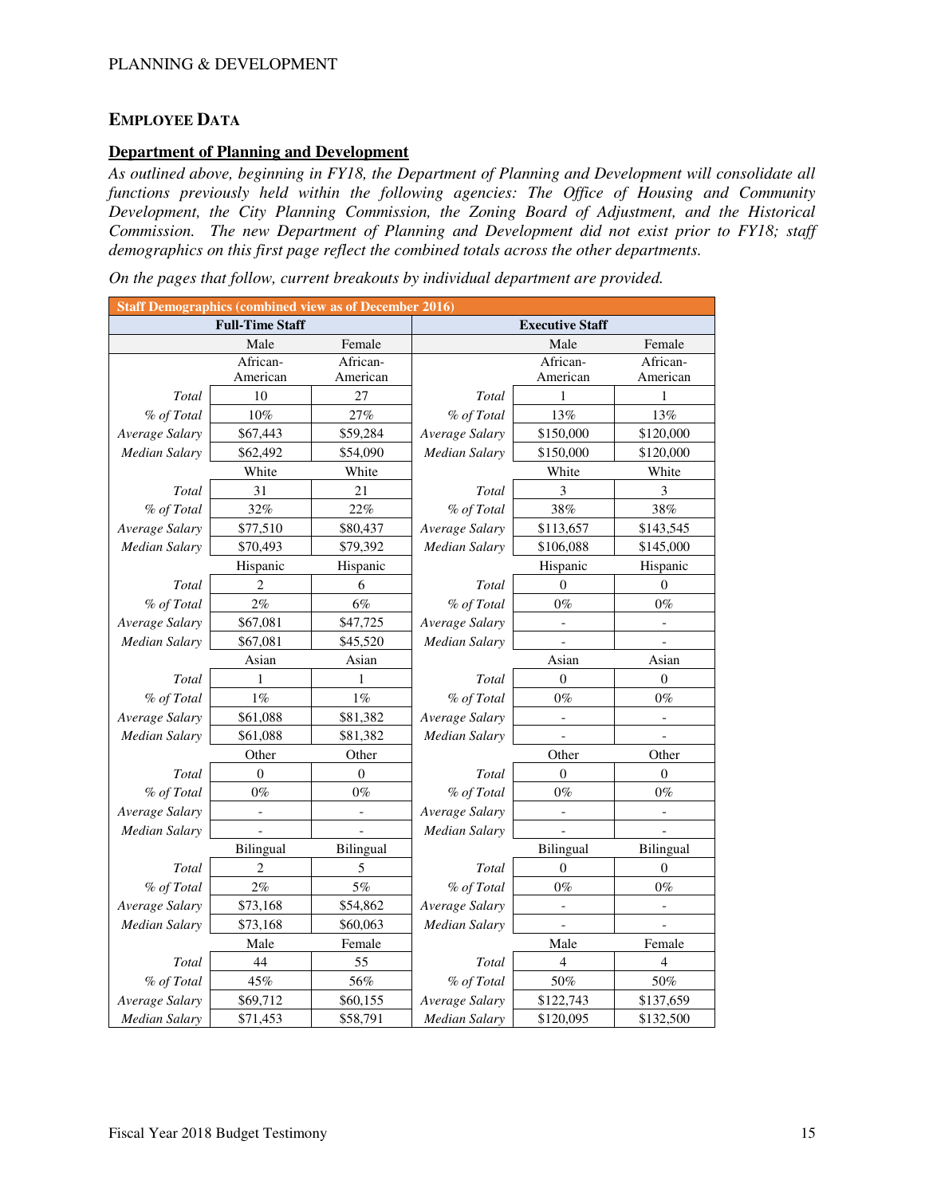## Employee Data

### Department of Planning and Development

*As outlined above, beginning in FY18, the Department of Planning and Development will consolidate all functions previously held within the following agencies: The Office of Housing and Community Development, the City Planning Commission, the Zoning Board of Adjustment, and the Historical Commission. The new Department of Planning and Development did not exist prior to FY18; staff demographics on this first page reflect the combined totals across the other departments.*

*On the pages that follow, current breakouts by individual department are provided.*

| Staff Demographics (combined view as of December 2016) | | | | | |
|---|---|---|---|---|---|
| Full-Time Staff | | | Executive Staff | | |
| | Male | Female | | Male | Female |
| | African-American | African-American | | African-American | African-American |
| *Total* | 10 | 27 | *Total* | 1 | 1 |
| *% of Total* | 10% | 27% | *% of Total* | 13% | 13% |
| *Average Salary* | $67,443 | $59,284 | *Average Salary* | $150,000 | $120,000 |
| *Median Salary* | $62,492 | $54,090 | *Median Salary* | $150,000 | $120,000 |
| | White | White | | White | White |
| *Total* | 31 | 21 | *Total* | 3 | 3 |
| *% of Total* | 32% | 22% | *% of Total* | 38% | 38% |
| *Average Salary* | $77,510 | $80,437 | *Average Salary* | $113,657 | $143,545 |
| *Median Salary* | $70,493 | $79,392 | *Median Salary* | $106,088 | $145,000 |
| | Hispanic | Hispanic | | Hispanic | Hispanic |
| *Total* | 2 | 6 | *Total* | 0 | 0 |
| *% of Total* | 2% | 6% | *% of Total* | 0% | 0% |
| *Average Salary* | $67,081 | $47,725 | *Average Salary* | - | - |
| *Median Salary* | $67,081 | $45,520 | *Median Salary* | - | - |
| | Asian | Asian | | Asian | Asian |
| *Total* | 1 | 1 | *Total* | 0 | 0 |
| *% of Total* | 1% | 1% | *% of Total* | 0% | 0% |
| *Average Salary* | $61,088 | $81,382 | *Average Salary* | - | - |
| *Median Salary* | $61,088 | $81,382 | *Median Salary* | - | - |
| | Other | Other | | Other | Other |
| *Total* | 0 | 0 | *Total* | 0 | 0 |
| *% of Total* | 0% | 0% | *% of Total* | 0% | 0% |
| *Average Salary* | - | - | *Average Salary* | - | - |
| *Median Salary* | - | - | *Median Salary* | - | - |
| | Bilingual | Bilingual | | Bilingual | Bilingual |
| *Total* | 2 | 5 | *Total* | 0 | 0 |
| *% of Total* | 2% | 5% | *% of Total* | 0% | 0% |
| *Average Salary* | $73,168 | $54,862 | *Average Salary* | - | - |
| *Median Salary* | $73,168 | $60,063 | *Median Salary* | - | - |
| | Male | Female | | Male | Female |
| *Total* | 44 | 55 | *Total* | 4 | 4 |
| *% of Total* | 45% | 56% | *% of Total* | 50% | 50% |
| *Average Salary* | $69,712 | $60,155 | *Average Salary* | $122,743 | $137,659 |
| *Median Salary* | $71,453 | $58,791 | *Median Salary* | $120,095 | $132,500 |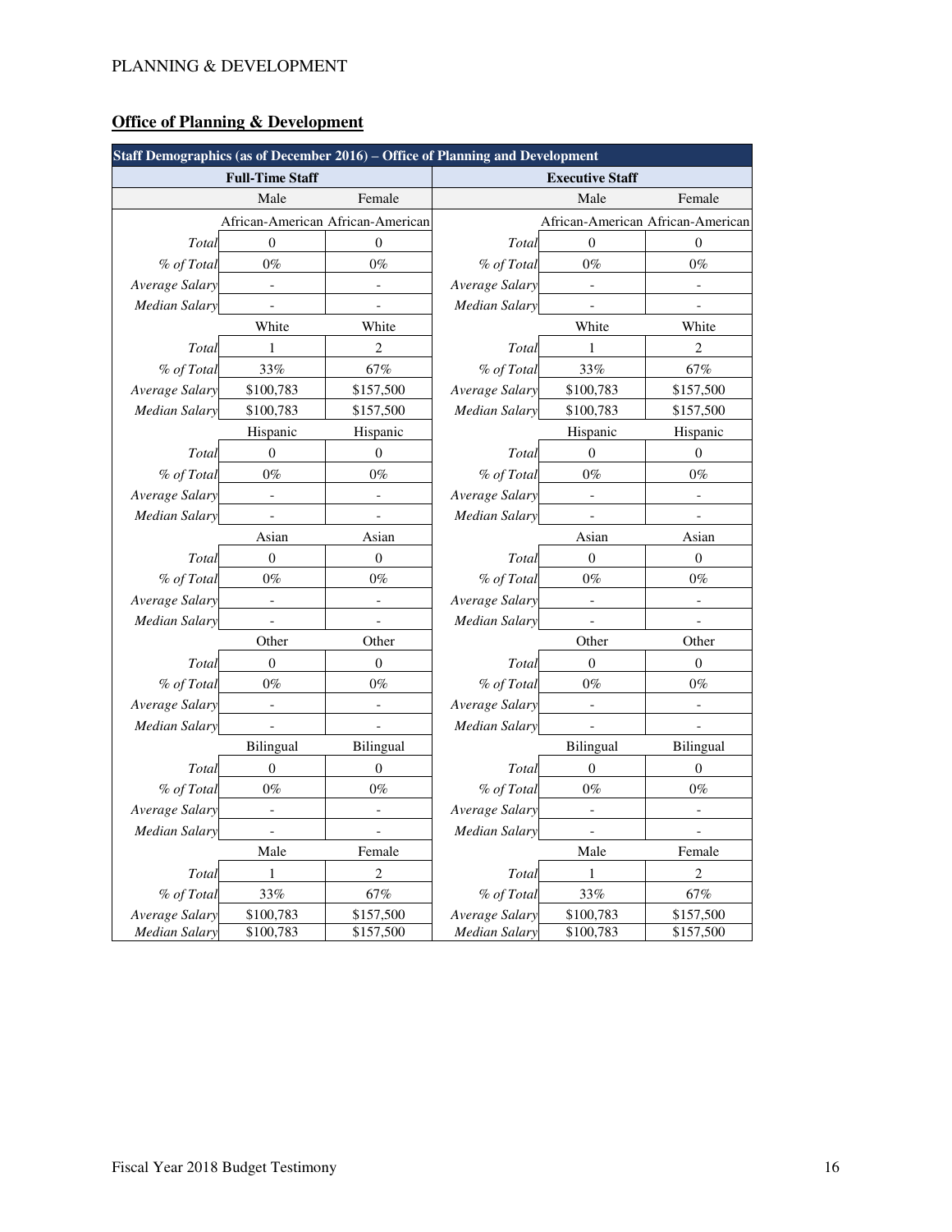## Office of Planning & Development

| Staff Demographics (as of December 2016) – Office of Planning and Development | | | | | |
|---|---|---|---|---|---|
| **Full-Time Staff** | | | **Executive Staff** | | |
| | Male | Female | | Male | Female |
| | African-American | African-American | | African-American | African-American |
| *Total* | 0 | 0 | *Total* | 0 | 0 |
| *% of Total* | 0% | 0% | *% of Total* | 0% | 0% |
| *Average Salary* | - | - | *Average Salary* | - | - |
| *Median Salary* | - | - | *Median Salary* | - | - |
| | White | White | | White | White |
| *Total* | 1 | 2 | *Total* | 1 | 2 |
| *% of Total* | 33% | 67% | *% of Total* | 33% | 67% |
| *Average Salary* | $100,783 | $157,500 | *Average Salary* | $100,783 | $157,500 |
| *Median Salary* | $100,783 | $157,500 | *Median Salary* | $100,783 | $157,500 |
| | Hispanic | Hispanic | | Hispanic | Hispanic |
| *Total* | 0 | 0 | *Total* | 0 | 0 |
| *% of Total* | 0% | 0% | *% of Total* | 0% | 0% |
| *Average Salary* | - | - | *Average Salary* | - | - |
| *Median Salary* | - | - | *Median Salary* | - | - |
| | Asian | Asian | | Asian | Asian |
| *Total* | 0 | 0 | *Total* | 0 | 0 |
| *% of Total* | 0% | 0% | *% of Total* | 0% | 0% |
| *Average Salary* | - | - | *Average Salary* | - | - |
| *Median Salary* | - | - | *Median Salary* | - | - |
| | Other | Other | | Other | Other |
| *Total* | 0 | 0 | *Total* | 0 | 0 |
| *% of Total* | 0% | 0% | *% of Total* | 0% | 0% |
| *Average Salary* | - | - | *Average Salary* | - | - |
| *Median Salary* | - | - | *Median Salary* | - | - |
| | Bilingual | Bilingual | | Bilingual | Bilingual |
| *Total* | 0 | 0 | *Total* | 0 | 0 |
| *% of Total* | 0% | 0% | *% of Total* | 0% | 0% |
| *Average Salary* | - | - | *Average Salary* | - | - |
| *Median Salary* | - | - | *Median Salary* | - | - |
| | Male | Female | | Male | Female |
| *Total* | 1 | 2 | *Total* | 1 | 2 |
| *% of Total* | 33% | 67% | *% of Total* | 33% | 67% |
| *Average Salary* | $100,783 | $157,500 | *Average Salary* | $100,783 | $157,500 |
| *Median Salary* | $100,783 | $157,500 | *Median Salary* | $100,783 | $157,500 |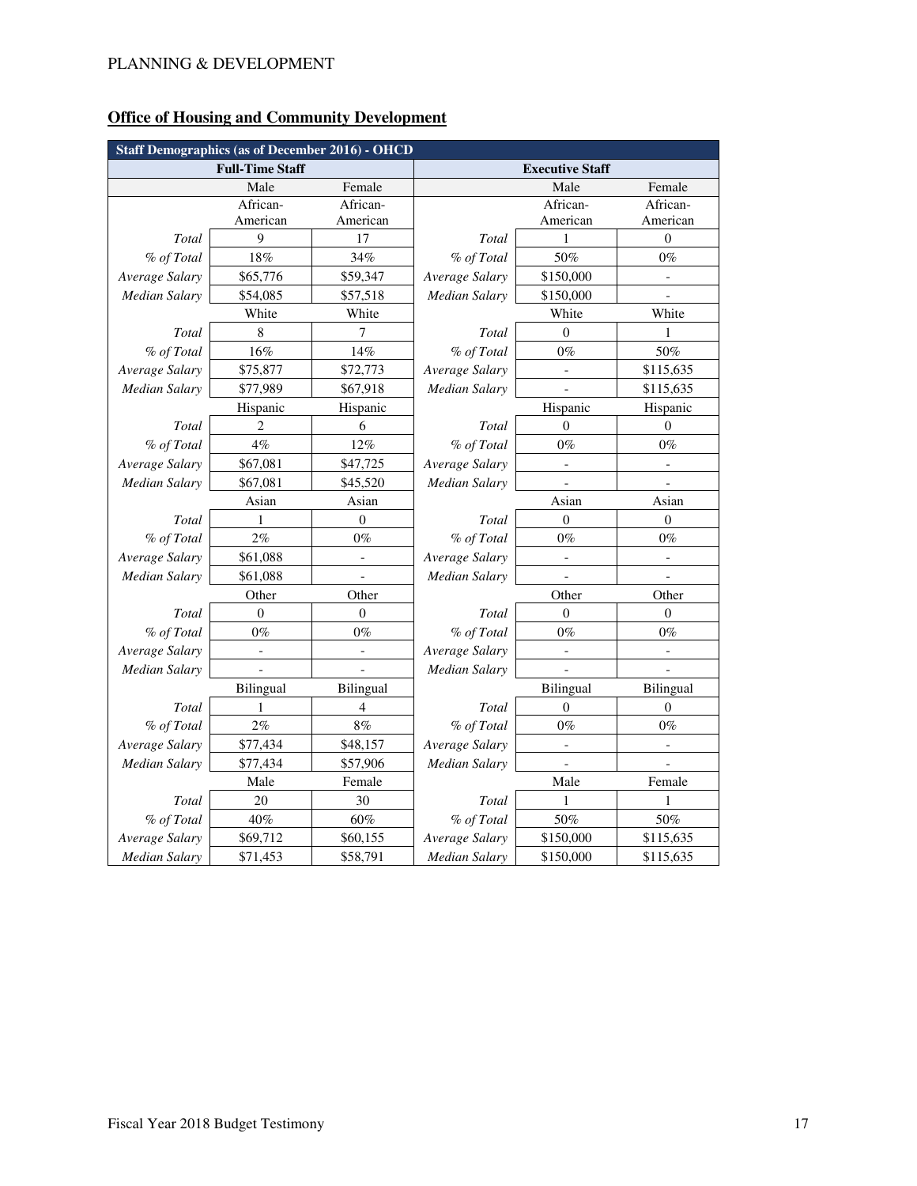## Office of Housing and Community Development

| Staff Demographics (as of December 2016) - OHCD | | | | | |
|---|---|---|---|---|---|
| Full-Time Staff | | | Executive Staff | | |
| | Male | Female | | Male | Female |
| | African-American | African-American | | African-American | African-American |
| *Total* | 9 | 17 | *Total* | 1 | 0 |
| *% of Total* | 18% | 34% | *% of Total* | 50% | 0% |
| *Average Salary* | $65,776 | $59,347 | *Average Salary* | $150,000 | - |
| *Median Salary* | $54,085 | $57,518 | *Median Salary* | $150,000 | - |
| | White | White | | White | White |
| *Total* | 8 | 7 | *Total* | 0 | 1 |
| *% of Total* | 16% | 14% | *% of Total* | 0% | 50% |
| *Average Salary* | $75,877 | $72,773 | *Average Salary* | - | $115,635 |
| *Median Salary* | $77,989 | $67,918 | *Median Salary* | - | $115,635 |
| | Hispanic | Hispanic | | Hispanic | Hispanic |
| *Total* | 2 | 6 | *Total* | 0 | 0 |
| *% of Total* | 4% | 12% | *% of Total* | 0% | 0% |
| *Average Salary* | $67,081 | $47,725 | *Average Salary* | - | - |
| *Median Salary* | $67,081 | $45,520 | *Median Salary* | - | - |
| | Asian | Asian | | Asian | Asian |
| *Total* | 1 | 0 | *Total* | 0 | 0 |
| *% of Total* | 2% | 0% | *% of Total* | 0% | 0% |
| *Average Salary* | $61,088 | - | *Average Salary* | - | - |
| *Median Salary* | $61,088 | - | *Median Salary* | - | - |
| | Other | Other | | Other | Other |
| *Total* | 0 | 0 | *Total* | 0 | 0 |
| *% of Total* | 0% | 0% | *% of Total* | 0% | 0% |
| *Average Salary* | - | - | *Average Salary* | - | - |
| *Median Salary* | - | - | *Median Salary* | - | - |
| | Bilingual | Bilingual | | Bilingual | Bilingual |
| *Total* | 1 | 4 | *Total* | 0 | 0 |
| *% of Total* | 2% | 8% | *% of Total* | 0% | 0% |
| *Average Salary* | $77,434 | $48,157 | *Average Salary* | - | - |
| *Median Salary* | $77,434 | $57,906 | *Median Salary* | - | - |
| | Male | Female | | Male | Female |
| *Total* | 20 | 30 | *Total* | 1 | 1 |
| *% of Total* | 40% | 60% | *% of Total* | 50% | 50% |
| *Average Salary* | $69,712 | $60,155 | *Average Salary* | $150,000 | $115,635 |
| *Median Salary* | $71,453 | $58,791 | *Median Salary* | $150,000 | $115,635 |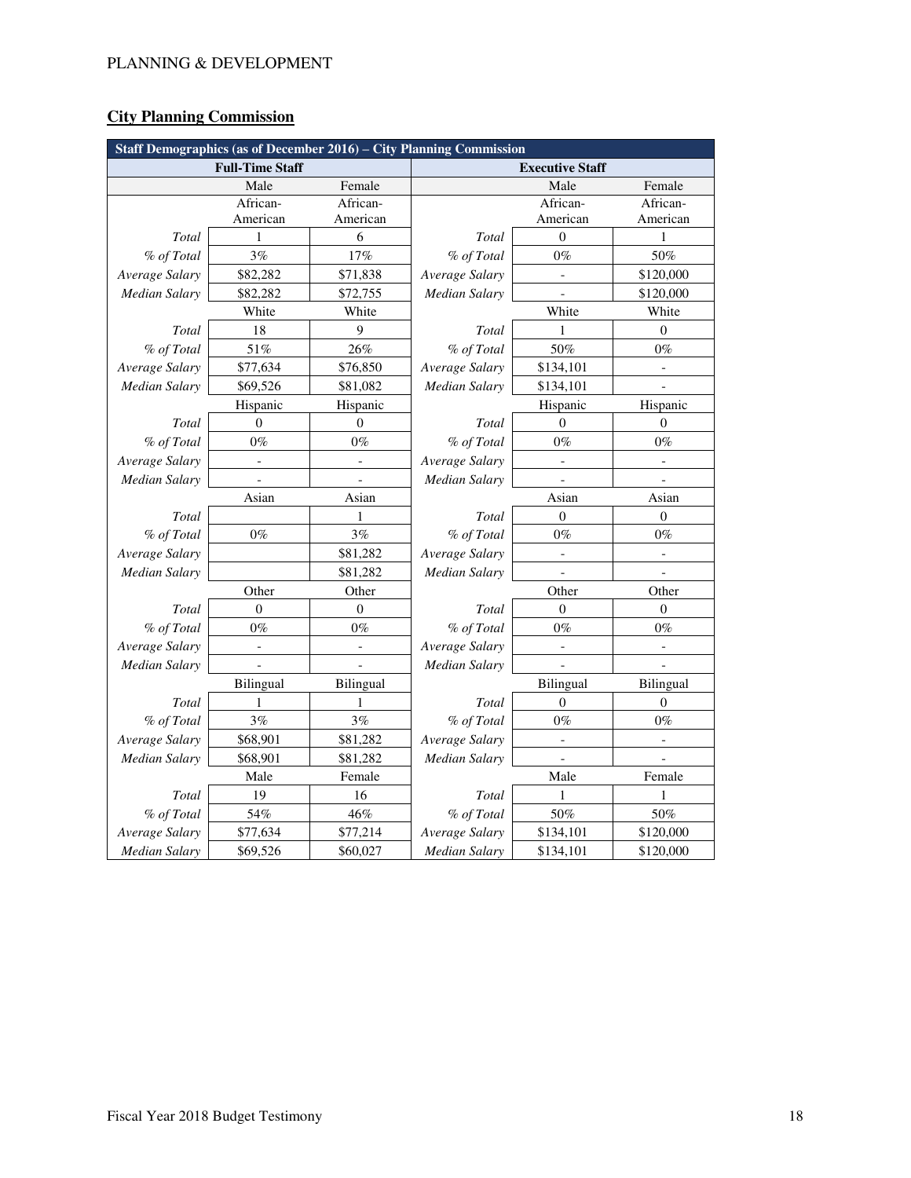PLANNING & DEVELOPMENT

## City Planning Commission

| Staff Demographics (as of December 2016) – City Planning Commission | | | | | |
|---|---|---|---|---|---|
| Full-Time Staff | | | Executive Staff | | |
| | Male | Female | | Male | Female |
| | African-American | African-American | | African-American | African-American |
| *Total* | 1 | 6 | *Total* | 0 | 1 |
| *% of Total* | 3% | 17% | *% of Total* | 0% | 50% |
| *Average Salary* | $82,282 | $71,838 | *Average Salary* | - | $120,000 |
| *Median Salary* | $82,282 | $72,755 | *Median Salary* | - | $120,000 |
| | White | White | | White | White |
| *Total* | 18 | 9 | *Total* | 1 | 0 |
| *% of Total* | 51% | 26% | *% of Total* | 50% | 0% |
| *Average Salary* | $77,634 | $76,850 | *Average Salary* | $134,101 | - |
| *Median Salary* | $69,526 | $81,082 | *Median Salary* | $134,101 | - |
| | Hispanic | Hispanic | | Hispanic | Hispanic |
| *Total* | 0 | 0 | *Total* | 0 | 0 |
| *% of Total* | 0% | 0% | *% of Total* | 0% | 0% |
| *Average Salary* | - | - | *Average Salary* | - | - |
| *Median Salary* | - | - | *Median Salary* | - | - |
| | Asian | Asian | | Asian | Asian |
| *Total* | | 1 | *Total* | 0 | 0 |
| *% of Total* | 0% | 3% | *% of Total* | 0% | 0% |
| *Average Salary* | | $81,282 | *Average Salary* | - | - |
| *Median Salary* | | $81,282 | *Median Salary* | - | - |
| | Other | Other | | Other | Other |
| *Total* | 0 | 0 | *Total* | 0 | 0 |
| *% of Total* | 0% | 0% | *% of Total* | 0% | 0% |
| *Average Salary* | - | - | *Average Salary* | - | - |
| *Median Salary* | - | - | *Median Salary* | - | - |
| | Bilingual | Bilingual | | Bilingual | Bilingual |
| *Total* | 1 | 1 | *Total* | 0 | 0 |
| *% of Total* | 3% | 3% | *% of Total* | 0% | 0% |
| *Average Salary* | $68,901 | $81,282 | *Average Salary* | - | - |
| *Median Salary* | $68,901 | $81,282 | *Median Salary* | - | - |
| | Male | Female | | Male | Female |
| *Total* | 19 | 16 | *Total* | 1 | 1 |
| *% of Total* | 54% | 46% | *% of Total* | 50% | 50% |
| *Average Salary* | $77,634 | $77,214 | *Average Salary* | $134,101 | $120,000 |
| *Median Salary* | $69,526 | $60,027 | *Median Salary* | $134,101 | $120,000 |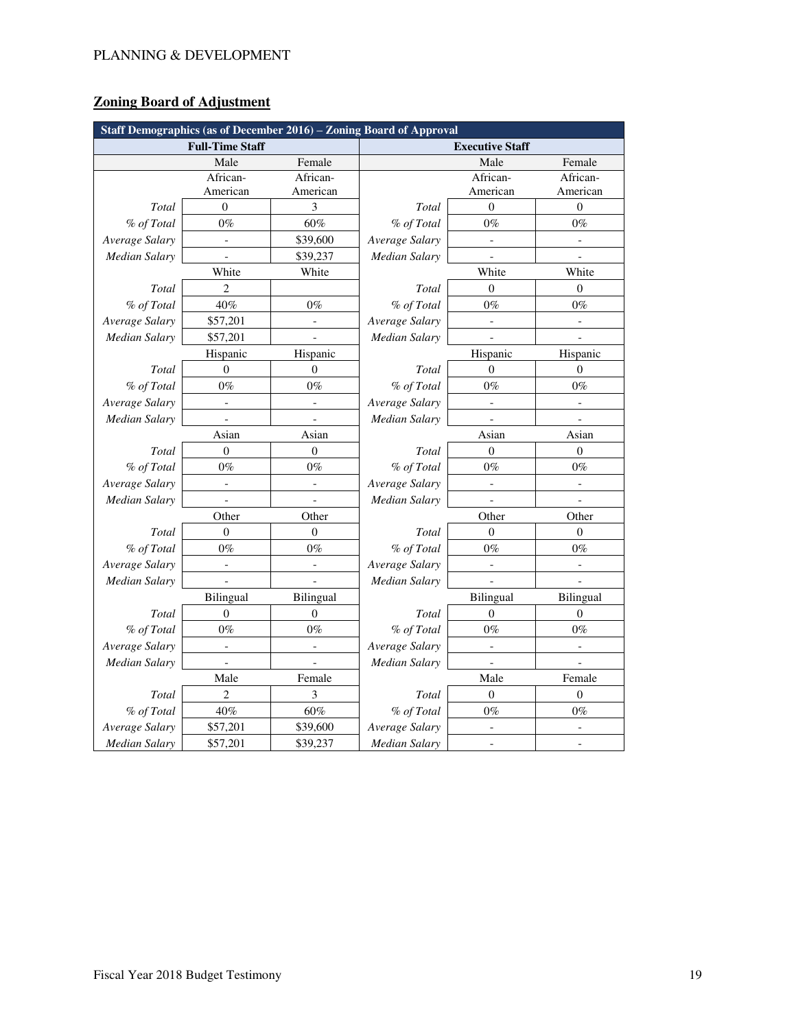## Zoning Board of Adjustment

| Staff Demographics (as of December 2016) – Zoning Board of Approval | | | | | |
|---|---|---|---|---|---|
| Full-Time Staff | | | Executive Staff | | |
| | Male | Female | | Male | Female |
| | African-American | African-American | | African-American | African-American |
| *Total* | 0 | 3 | *Total* | 0 | 0 |
| *% of Total* | 0% | 60% | *% of Total* | 0% | 0% |
| *Average Salary* | - | $39,600 | *Average Salary* | - | - |
| *Median Salary* | - | $39,237 | *Median Salary* | - | - |
| | White | White | | White | White |
| *Total* | 2 | | *Total* | 0 | 0 |
| *% of Total* | 40% | 0% | *% of Total* | 0% | 0% |
| *Average Salary* | $57,201 | - | *Average Salary* | - | - |
| *Median Salary* | $57,201 | - | *Median Salary* | - | - |
| | Hispanic | Hispanic | | Hispanic | Hispanic |
| *Total* | 0 | 0 | *Total* | 0 | 0 |
| *% of Total* | 0% | 0% | *% of Total* | 0% | 0% |
| *Average Salary* | - | - | *Average Salary* | - | - |
| *Median Salary* | - | - | *Median Salary* | - | - |
| | Asian | Asian | | Asian | Asian |
| *Total* | 0 | 0 | *Total* | 0 | 0 |
| *% of Total* | 0% | 0% | *% of Total* | 0% | 0% |
| *Average Salary* | - | - | *Average Salary* | - | - |
| *Median Salary* | - | - | *Median Salary* | - | - |
| | Other | Other | | Other | Other |
| *Total* | 0 | 0 | *Total* | 0 | 0 |
| *% of Total* | 0% | 0% | *% of Total* | 0% | 0% |
| *Average Salary* | - | - | *Average Salary* | - | - |
| *Median Salary* | - | - | *Median Salary* | - | - |
| | Bilingual | Bilingual | | Bilingual | Bilingual |
| *Total* | 0 | 0 | *Total* | 0 | 0 |
| *% of Total* | 0% | 0% | *% of Total* | 0% | 0% |
| *Average Salary* | - | - | *Average Salary* | - | - |
| *Median Salary* | - | - | *Median Salary* | - | - |
| | Male | Female | | Male | Female |
| *Total* | 2 | 3 | *Total* | 0 | 0 |
| *% of Total* | 40% | 60% | *% of Total* | 0% | 0% |
| *Average Salary* | $57,201 | $39,600 | *Average Salary* | - | - |
| *Median Salary* | $57,201 | $39,237 | *Median Salary* | - | - |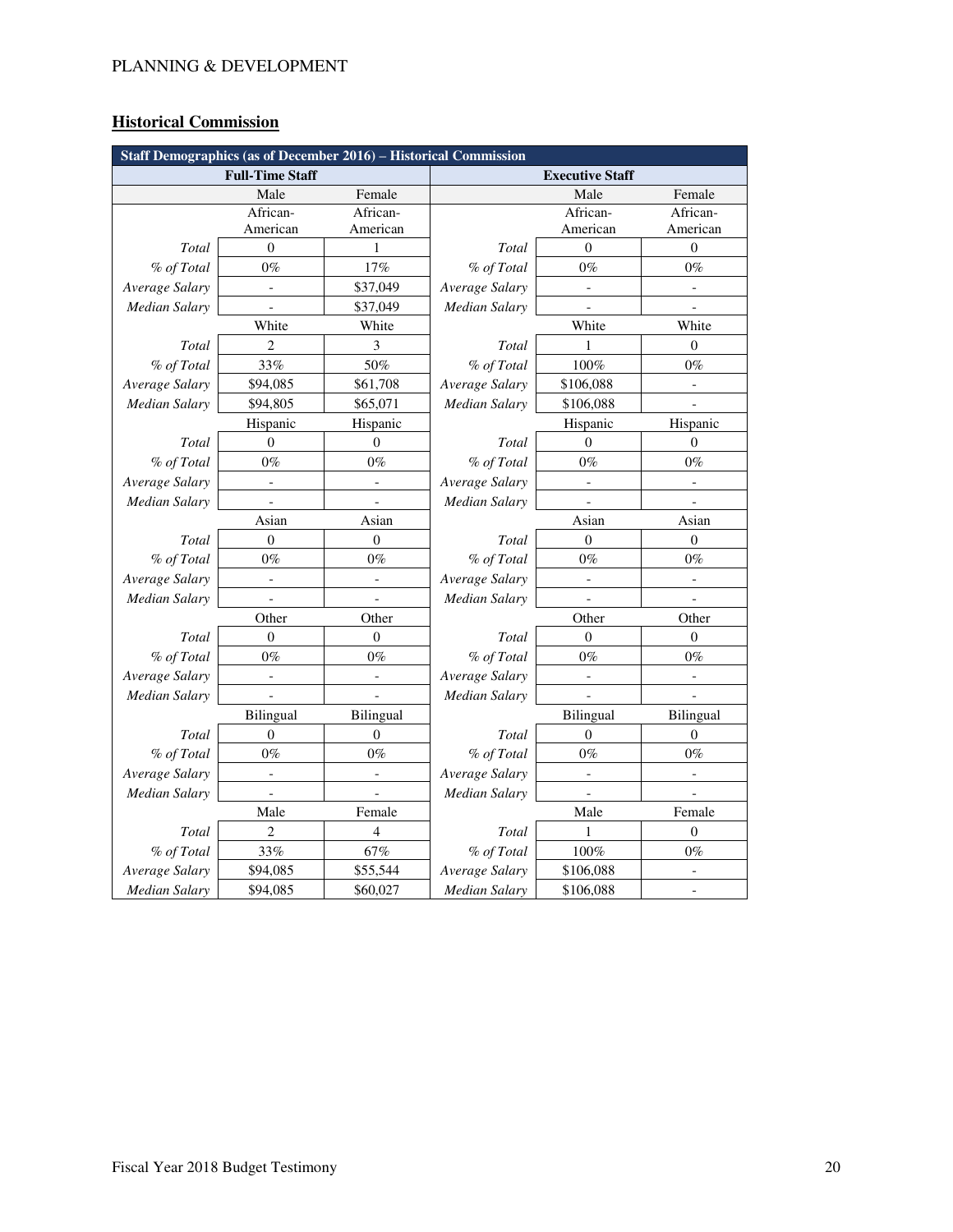PLANNING & DEVELOPMENT

## Historical Commission

| Staff Demographics (as of December 2016) – Historical Commission | | | | | |
|---|---|---|---|---|---|
| **Full-Time Staff** | | | **Executive Staff** | | |
| | Male | Female | | Male | Female |
| | African-American | African-American | | African-American | African-American |
| *Total* | 0 | 1 | *Total* | 0 | 0 |
| *% of Total* | 0% | 17% | *% of Total* | 0% | 0% |
| *Average Salary* | - | $37,049 | *Average Salary* | - | - |
| *Median Salary* | - | $37,049 | *Median Salary* | - | - |
| | White | White | | White | White |
| *Total* | 2 | 3 | *Total* | 1 | 0 |
| *% of Total* | 33% | 50% | *% of Total* | 100% | 0% |
| *Average Salary* | $94,085 | $61,708 | *Average Salary* | $106,088 | - |
| *Median Salary* | $94,805 | $65,071 | *Median Salary* | $106,088 | - |
| | Hispanic | Hispanic | | Hispanic | Hispanic |
| *Total* | 0 | 0 | *Total* | 0 | 0 |
| *% of Total* | 0% | 0% | *% of Total* | 0% | 0% |
| *Average Salary* | - | - | *Average Salary* | - | - |
| *Median Salary* | - | - | *Median Salary* | - | - |
| | Asian | Asian | | Asian | Asian |
| *Total* | 0 | 0 | *Total* | 0 | 0 |
| *% of Total* | 0% | 0% | *% of Total* | 0% | 0% |
| *Average Salary* | - | - | *Average Salary* | - | - |
| *Median Salary* | - | - | *Median Salary* | - | - |
| | Other | Other | | Other | Other |
| *Total* | 0 | 0 | *Total* | 0 | 0 |
| *% of Total* | 0% | 0% | *% of Total* | 0% | 0% |
| *Average Salary* | - | - | *Average Salary* | - | - |
| *Median Salary* | - | - | *Median Salary* | - | - |
| | Bilingual | Bilingual | | Bilingual | Bilingual |
| *Total* | 0 | 0 | *Total* | 0 | 0 |
| *% of Total* | 0% | 0% | *% of Total* | 0% | 0% |
| *Average Salary* | - | - | *Average Salary* | - | - |
| *Median Salary* | - | - | *Median Salary* | - | - |
| | Male | Female | | Male | Female |
| *Total* | 2 | 4 | *Total* | 1 | 0 |
| *% of Total* | 33% | 67% | *% of Total* | 100% | 0% |
| *Average Salary* | $94,085 | $55,544 | *Average Salary* | $106,088 | - |
| *Median Salary* | $94,085 | $60,027 | *Median Salary* | $106,088 | - |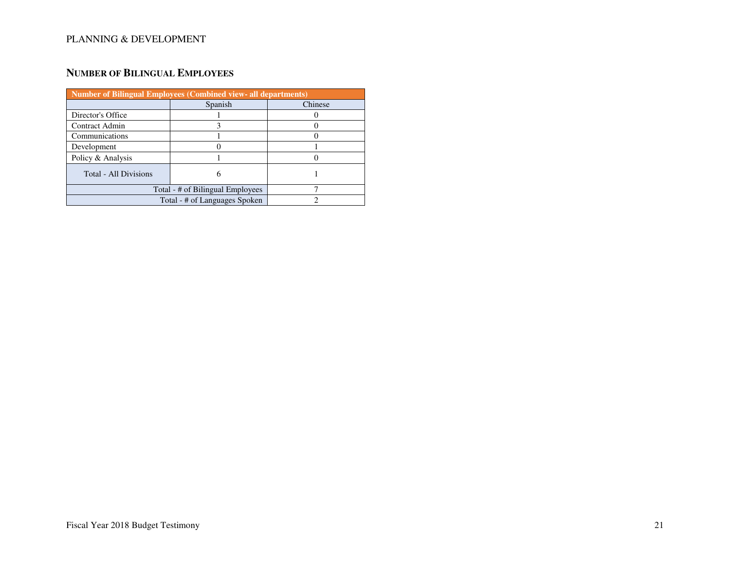PLANNING & DEVELOPMENT

## NUMBER OF BILINGUAL EMPLOYEES

| Number of Bilingual Employees (Combined view- all departments) | | |
|---|---|---|
| | Spanish | Chinese |
| Director's Office | 1 | 0 |
| Contract Admin | 3 | 0 |
| Communications | 1 | 0 |
| Development | 0 | 1 |
| Policy & Analysis | 1 | 0 |
| Total - All Divisions | 6 | 1 |
| Total - # of Bilingual Employees | | 7 |
| Total - # of Languages Spoken | | 2 |